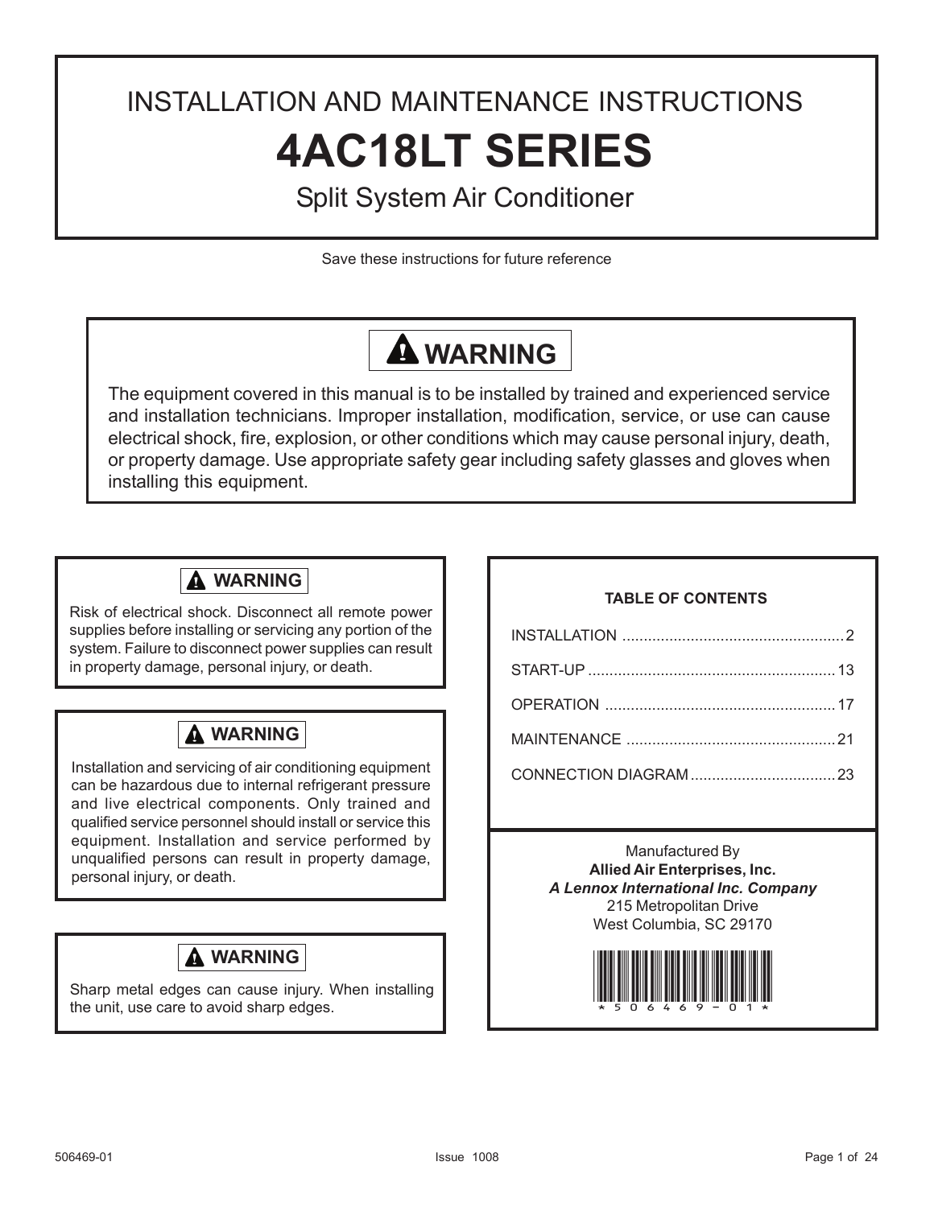# INSTALLATION AND MAINTENANCE INSTRUCTIONS

# 4AC18LT SERIES

## Split System Air Conditioner

Save these instructions for future reference

**⚠ WARNING**

The equipment covered in this manual is to be installed by trained and experienced service and installation technicians. Improper installation, modification, service, or use can cause electrical shock, fire, explosion, or other conditions which may cause personal injury, death, or property damage. Use appropriate safety gear including safety glasses and gloves when installing this equipment.

**⚠ WARNING**

Risk of electrical shock. Disconnect all remote power supplies before installing or servicing any portion of the system. Failure to disconnect power supplies can result in property damage, personal injury, or death.

**⚠ WARNING**

Installation and servicing of air conditioning equipment can be hazardous due to internal refrigerant pressure and live electrical components. Only trained and qualified service personnel should install or service this equipment. Installation and service performed by unqualified persons can result in property damage, personal injury, or death.

**⚠ WARNING**

Sharp metal edges can cause injury. When installing the unit, use care to avoid sharp edges.

**TABLE OF CONTENTS**

| | |
|---|---|
| INSTALLATION | 2 |
| START-UP | 13 |
| OPERATION | 17 |
| MAINTENANCE | 21 |
| CONNECTION DIAGRAM | 23 |

Manufactured By
**Allied Air Enterprises, Inc.**
***A Lennox International Inc. Company***
215 Metropolitan Drive
West Columbia, SC 29170

*506469-01*

506469-01 Issue 1008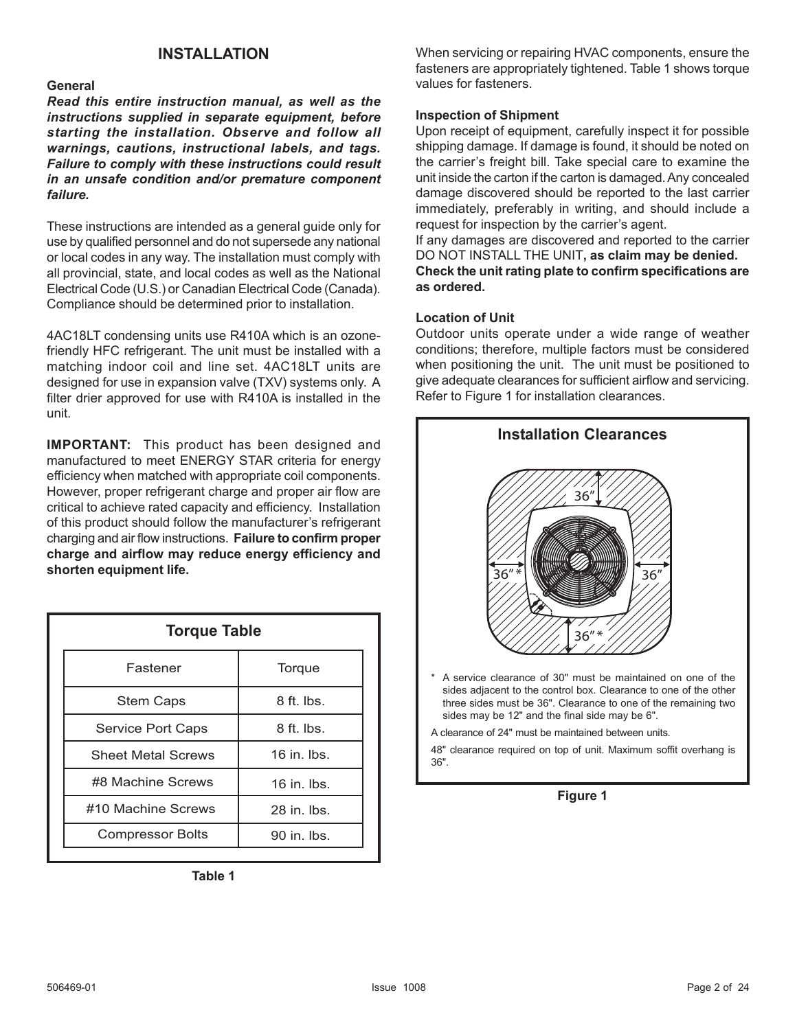# INSTALLATION

### General

***Read this entire instruction manual, as well as the instructions supplied in separate equipment, before starting the installation. Observe and follow all warnings, cautions, instructional labels, and tags. Failure to comply with these instructions could result in an unsafe condition and/or premature component failure.***

These instructions are intended as a general guide only for use by qualified personnel and do not supersede any national or local codes in any way. The installation must comply with all provincial, state, and local codes as well as the National Electrical Code (U.S.) or Canadian Electrical Code (Canada). Compliance should be determined prior to installation.

4AC18LT condensing units use R410A which is an ozone-friendly HFC refrigerant. The unit must be installed with a matching indoor coil and line set. 4AC18LT units are designed for use in expansion valve (TXV) systems only. A filter drier approved for use with R410A is installed in the unit.

**IMPORTANT:** This product has been designed and manufactured to meet ENERGY STAR criteria for energy efficiency when matched with appropriate coil components. However, proper refrigerant charge and proper air flow are critical to achieve rated capacity and efficiency. Installation of this product should follow the manufacturer's refrigerant charging and air flow instructions. **Failure to confirm proper charge and airflow may reduce energy efficiency and shorten equipment life.**

**Torque Table**

| Fastener | Torque |
|---|---|
| Stem Caps | 8 ft. lbs. |
| Service Port Caps | 8 ft. lbs. |
| Sheet Metal Screws | 16 in. lbs. |
| #8 Machine Screws | 16 in. lbs. |
| #10 Machine Screws | 28 in. lbs. |
| Compressor Bolts | 90 in. lbs. |

**Table 1**

When servicing or repairing HVAC components, ensure the fasteners are appropriately tightened. Table 1 shows torque values for fasteners.

### Inspection of Shipment

Upon receipt of equipment, carefully inspect it for possible shipping damage. If damage is found, it should be noted on the carrier's freight bill. Take special care to examine the unit inside the carton if the carton is damaged. Any concealed damage discovered should be reported to the last carrier immediately, preferably in writing, and should include a request for inspection by the carrier's agent.

If any damages are discovered and reported to the carrier DO NOT INSTALL THE UNIT**, as claim may be denied.**
**Check the unit rating plate to confirm specifications are as ordered.**

### Location of Unit

Outdoor units operate under a wide range of weather conditions; therefore, multiple factors must be considered when positioning the unit. The unit must be positioned to give adequate clearances for sufficient airflow and servicing. Refer to Figure 1 for installation clearances.

**Installation Clearances**

36″ | 36″* | 36″ | 36″*

\* A service clearance of 30" must be maintained on one of the sides adjacent to the control box. Clearance to one of the other three sides must be 36". Clearance to one of the remaining two sides may be 12" and the final side may be 6".

A clearance of 24" must be maintained between units.

48" clearance required on top of unit. Maximum soffit overhang is 36".

**Figure 1**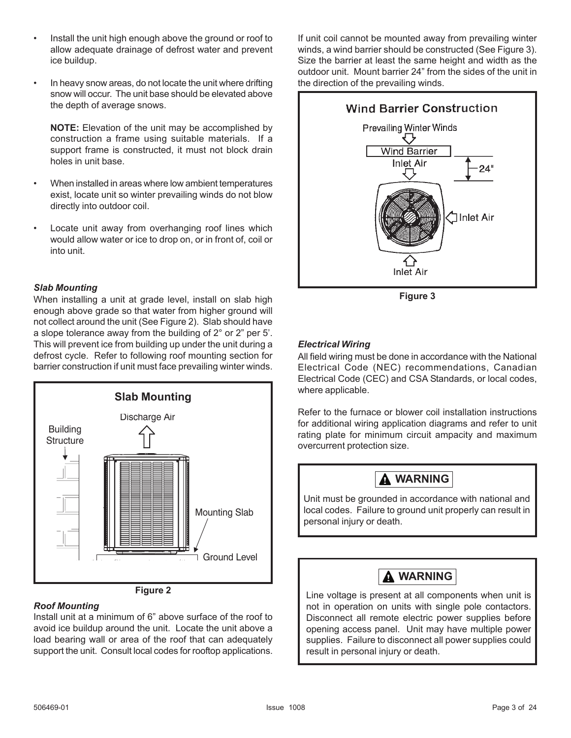- Install the unit high enough above the ground or roof to allow adequate drainage of defrost water and prevent ice buildup.

- In heavy snow areas, do not locate the unit where drifting snow will occur. The unit base should be elevated above the depth of average snows.

  **NOTE:** Elevation of the unit may be accomplished by construction a frame using suitable materials. If a support frame is constructed, it must not block drain holes in unit base.

- When installed in areas where low ambient temperatures exist, locate unit so winter prevailing winds do not blow directly into outdoor coil.

- Locate unit away from overhanging roof lines which would allow water or ice to drop on, or in front of, coil or into unit.

***Slab Mounting***

When installing a unit at grade level, install on slab high enough above grade so that water from higher ground will not collect around the unit (See Figure 2). Slab should have a slope tolerance away from the building of 2° or 2" per 5'. This will prevent ice from building up under the unit during a defrost cycle. Refer to following roof mounting section for barrier construction if unit must face prevailing winter winds.

**Slab Mounting**

Discharge Air

Building Structure

Mounting Slab

Ground Level

**Figure 2**

***Roof Mounting***

Install unit at a minimum of 6" above surface of the roof to avoid ice buildup around the unit. Locate the unit above a load bearing wall or area of the roof that can adequately support the unit. Consult local codes for rooftop applications.

If unit coil cannot be mounted away from prevailing winter winds, a wind barrier should be constructed (See Figure 3). Size the barrier at least the same height and width as the outdoor unit. Mount barrier 24" from the sides of the unit in the direction of the prevailing winds.

**Wind Barrier Construction**

Prevailing Winter Winds

Wind Barrier

Inlet Air

24"

Inlet Air

Inlet Air

**Figure 3**

***Electrical Wiring***

All field wiring must be done in accordance with the National Electrical Code (NEC) recommendations, Canadian Electrical Code (CEC) and CSA Standards, or local codes, where applicable.

Refer to the furnace or blower coil installation instructions for additional wiring application diagrams and refer to unit rating plate for minimum circuit ampacity and maximum overcurrent protection size.

**⚠ WARNING**

Unit must be grounded in accordance with national and local codes. Failure to ground unit properly can result in personal injury or death.

**⚠ WARNING**

Line voltage is present at all components when unit is not in operation on units with single pole contactors. Disconnect all remote electric power supplies before opening access panel. Unit may have multiple power supplies. Failure to disconnect all power supplies could result in personal injury or death.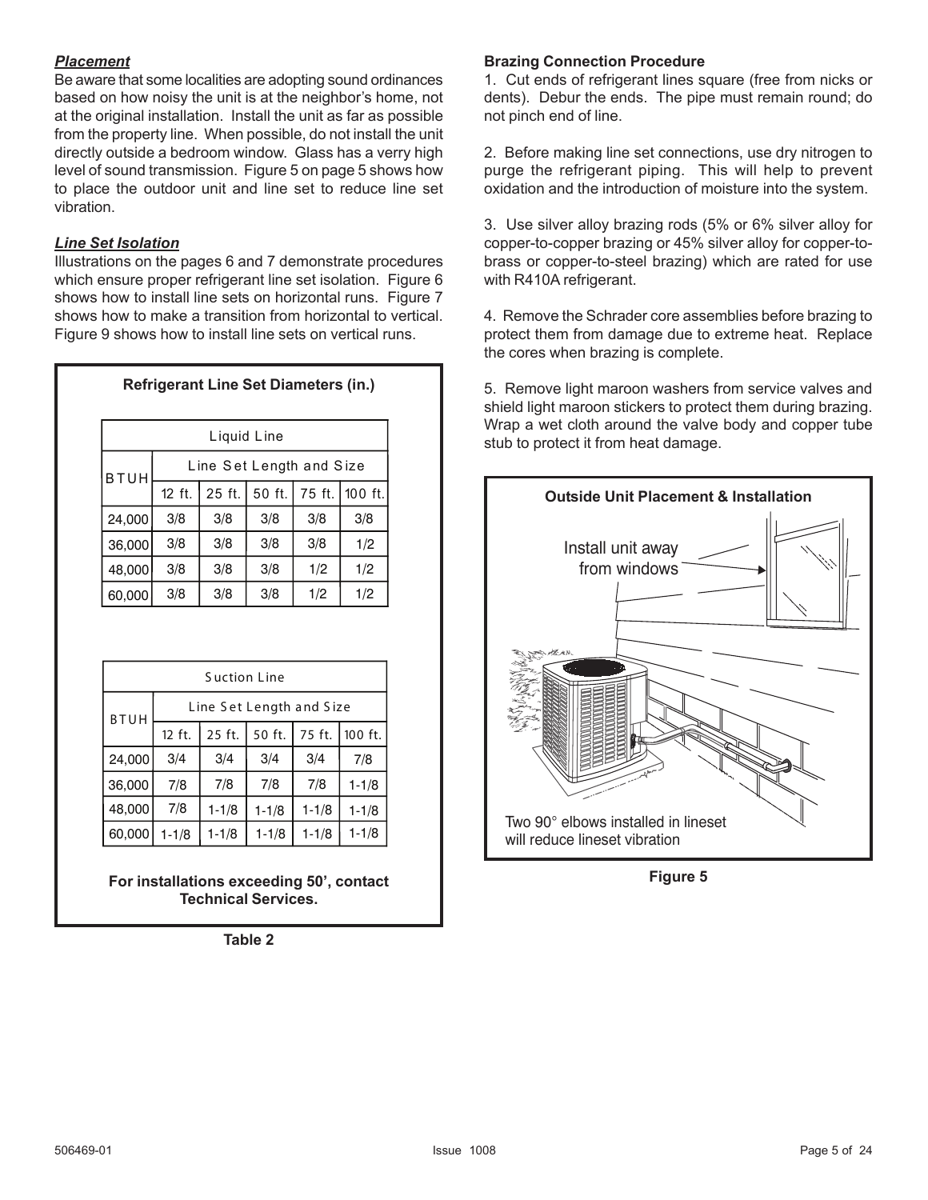***Placement***

Be aware that some localities are adopting sound ordinances based on how noisy the unit is at the neighbor's home, not at the original installation. Install the unit as far as possible from the property line. When possible, do not install the unit directly outside a bedroom window. Glass has a verry high level of sound transmission. Figure 5 on page 5 shows how to place the outdoor unit and line set to reduce line set vibration.

***Line Set Isolation***

Illustrations on the pages 6 and 7 demonstrate procedures which ensure proper refrigerant line set isolation. Figure 6 shows how to install line sets on horizontal runs. Figure 7 shows how to make a transition from horizontal to vertical. Figure 9 shows how to install line sets on vertical runs.

**Refrigerant Line Set Diameters (in.)**

| Liquid Line | | | | | |
|---|---|---|---|---|---|
| BTUH | Line Set Length and Size | | | | |
| | 12 ft. | 25 ft. | 50 ft. | 75 ft. | 100 ft. |
| 24,000 | 3/8 | 3/8 | 3/8 | 3/8 | 3/8 |
| 36,000 | 3/8 | 3/8 | 3/8 | 3/8 | 1/2 |
| 48,000 | 3/8 | 3/8 | 3/8 | 1/2 | 1/2 |
| 60,000 | 3/8 | 3/8 | 3/8 | 1/2 | 1/2 |

| Suction Line | | | | | |
|---|---|---|---|---|---|
| BTUH | Line Set Length and Size | | | | |
| | 12 ft. | 25 ft. | 50 ft. | 75 ft. | 100 ft. |
| 24,000 | 3/4 | 3/4 | 3/4 | 3/4 | 7/8 |
| 36,000 | 7/8 | 7/8 | 7/8 | 7/8 | 1-1/8 |
| 48,000 | 7/8 | 1-1/8 | 1-1/8 | 1-1/8 | 1-1/8 |
| 60,000 | 1-1/8 | 1-1/8 | 1-1/8 | 1-1/8 | 1-1/8 |

**For installations exceeding 50', contact Technical Services.**

**Table 2**

**Brazing Connection Procedure**

1. Cut ends of refrigerant lines square (free from nicks or dents). Debur the ends. The pipe must remain round; do not pinch end of line.

2. Before making line set connections, use dry nitrogen to purge the refrigerant piping. This will help to prevent oxidation and the introduction of moisture into the system.

3. Use silver alloy brazing rods (5% or 6% silver alloy for copper-to-copper brazing or 45% silver alloy for copper-to-brass or copper-to-steel brazing) which are rated for use with R410A refrigerant.

4. Remove the Schrader core assemblies before brazing to protect them from damage due to extreme heat. Replace the cores when brazing is complete.

5. Remove light maroon washers from service valves and shield light maroon stickers to protect them during brazing. Wrap a wet cloth around the valve body and copper tube stub to protect it from heat damage.

**Outside Unit Placement & Installation**

Install unit away from windows

Two 90° elbows installed in lineset will reduce lineset vibration

**Figure 5**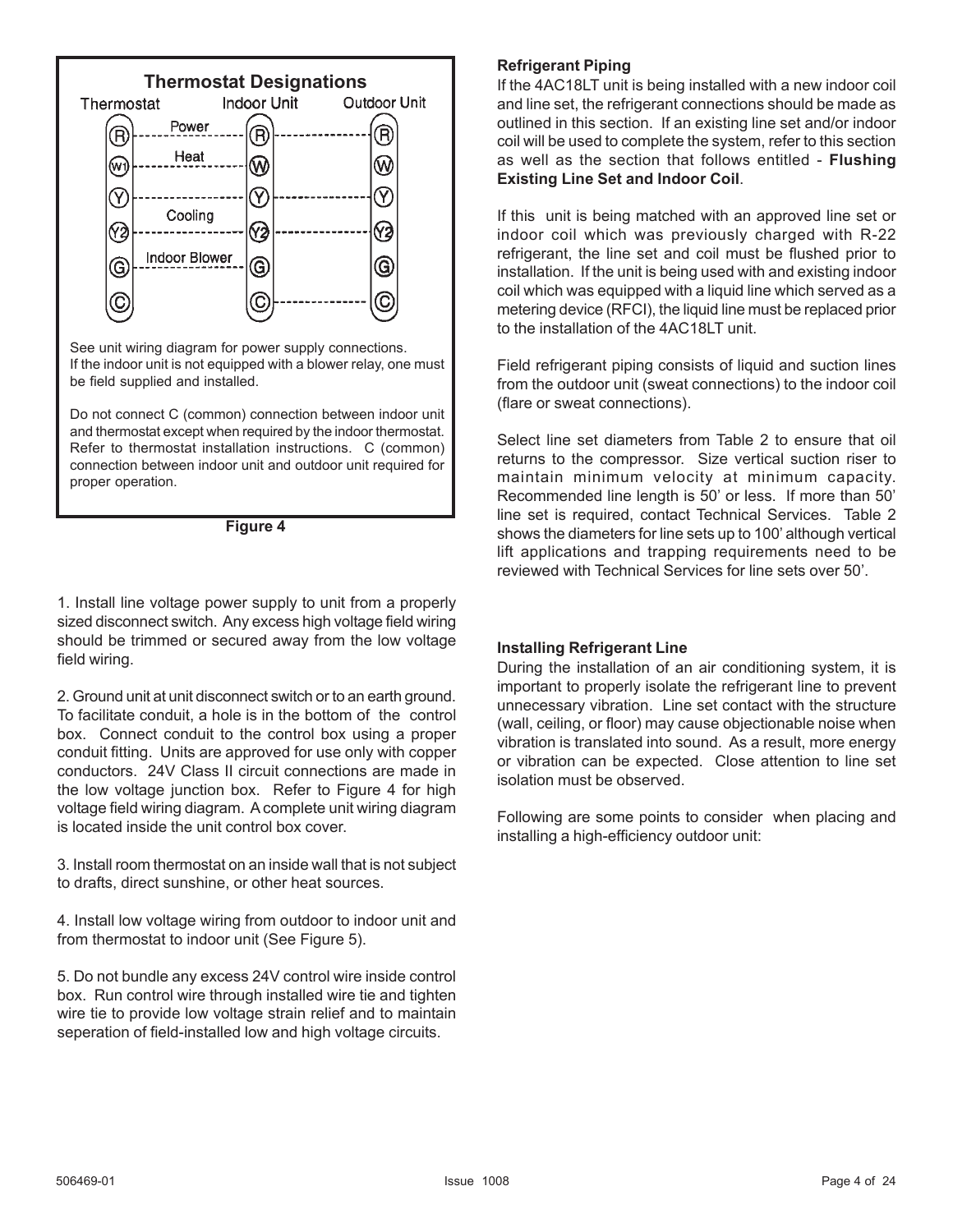**Thermostat Designations**

| Thermostat | | Indoor Unit | Outdoor Unit |
|---|---|---|---|
| R | Power | R | R |
| W1 | Heat | W | W |
| Y | | Y | Y |
| Y2 | Cooling | Y2 | Y2 |
| G | Indoor Blower | G | G |
| C | | C | C |

See unit wiring diagram for power supply connections.
If the indoor unit is not equipped with a blower relay, one must be field supplied and installed.

Do not connect C (common) connection between indoor unit and thermostat except when required by the indoor thermostat. Refer to thermostat installation instructions. C (common) connection between indoor unit and outdoor unit required for proper operation.

**Figure 4**

1. Install line voltage power supply to unit from a properly sized disconnect switch. Any excess high voltage field wiring should be trimmed or secured away from the low voltage field wiring.

2. Ground unit at unit disconnect switch or to an earth ground. To facilitate conduit, a hole is in the bottom of the control box. Connect conduit to the control box using a proper conduit fitting. Units are approved for use only with copper conductors. 24V Class II circuit connections are made in the low voltage junction box. Refer to Figure 4 for high voltage field wiring diagram. A complete unit wiring diagram is located inside the unit control box cover.

3. Install room thermostat on an inside wall that is not subject to drafts, direct sunshine, or other heat sources.

4. Install low voltage wiring from outdoor to indoor unit and from thermostat to indoor unit (See Figure 5).

5. Do not bundle any excess 24V control wire inside control box. Run control wire through installed wire tie and tighten wire tie to provide low voltage strain relief and to maintain seperation of field-installed low and high voltage circuits.

**Refrigerant Piping**

If the 4AC18LT unit is being installed with a new indoor coil and line set, the refrigerant connections should be made as outlined in this section. If an existing line set and/or indoor coil will be used to complete the system, refer to this section as well as the section that follows entitled - **Flushing Existing Line Set and Indoor Coil**.

If this unit is being matched with an approved line set or indoor coil which was previously charged with R-22 refrigerant, the line set and coil must be flushed prior to installation. If the unit is being used with and existing indoor coil which was equipped with a liquid line which served as a metering device (RFCI), the liquid line must be replaced prior to the installation of the 4AC18LT unit.

Field refrigerant piping consists of liquid and suction lines from the outdoor unit (sweat connections) to the indoor coil (flare or sweat connections).

Select line set diameters from Table 2 to ensure that oil returns to the compressor. Size vertical suction riser to maintain minimum velocity at minimum capacity. Recommended line length is 50' or less. If more than 50' line set is required, contact Technical Services. Table 2 shows the diameters for line sets up to 100' although vertical lift applications and trapping requirements need to be reviewed with Technical Services for line sets over 50'.

**Installing Refrigerant Line**

During the installation of an air conditioning system, it is important to properly isolate the refrigerant line to prevent unnecessary vibration. Line set contact with the structure (wall, ceiling, or floor) may cause objectionable noise when vibration is translated into sound. As a result, more energy or vibration can be expected. Close attention to line set isolation must be observed.

Following are some points to consider when placing and installing a high-efficiency outdoor unit: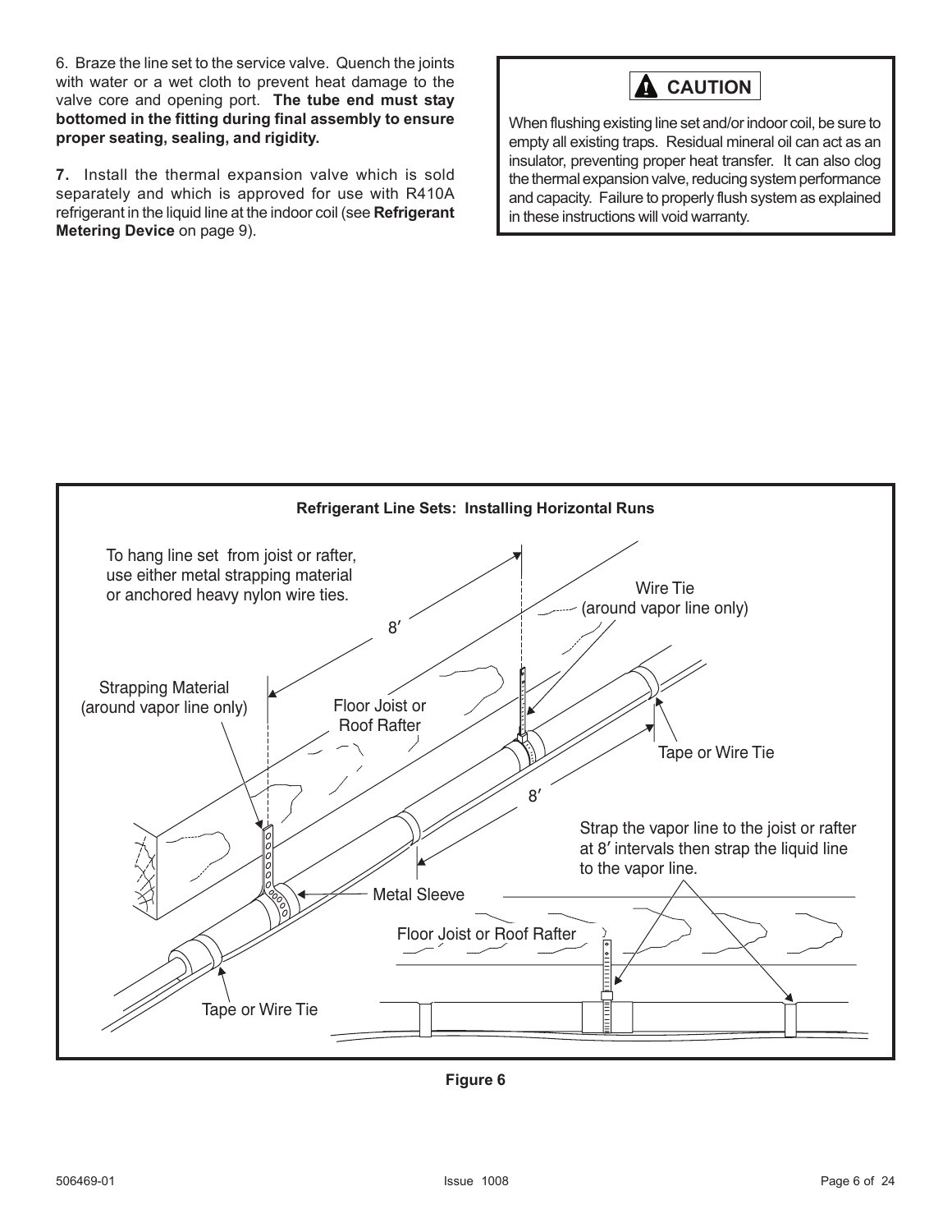6. Braze the line set to the service valve. Quench the joints with water or a wet cloth to prevent heat damage to the valve core and opening port. **The tube end must stay bottomed in the fitting during final assembly to ensure proper seating, sealing, and rigidity.**

**7.** Install the thermal expansion valve which is sold separately and which is approved for use with R410A refrigerant in the liquid line at the indoor coil (see **Refrigerant Metering Device** on page 9).

**CAUTION**

When flushing existing line set and/or indoor coil, be sure to empty all existing traps. Residual mineral oil can act as an insulator, preventing proper heat transfer. It can also clog the thermal expansion valve, reducing system performance and capacity. Failure to properly flush system as explained in these instructions will void warranty.

**Refrigerant Line Sets: Installing Horizontal Runs**

To hang line set from joist or rafter, use either metal strapping material or anchored heavy nylon wire ties.

Strapping Material (around vapor line only)

Wire Tie (around vapor line only)

Floor Joist or Roof Rafter

8′

8′

Tape or Wire Tie

Metal Sleeve

Strap the vapor line to the joist or rafter at 8′ intervals then strap the liquid line to the vapor line.

Floor Joist or Roof Rafter

Tape or Wire Tie

**Figure 6**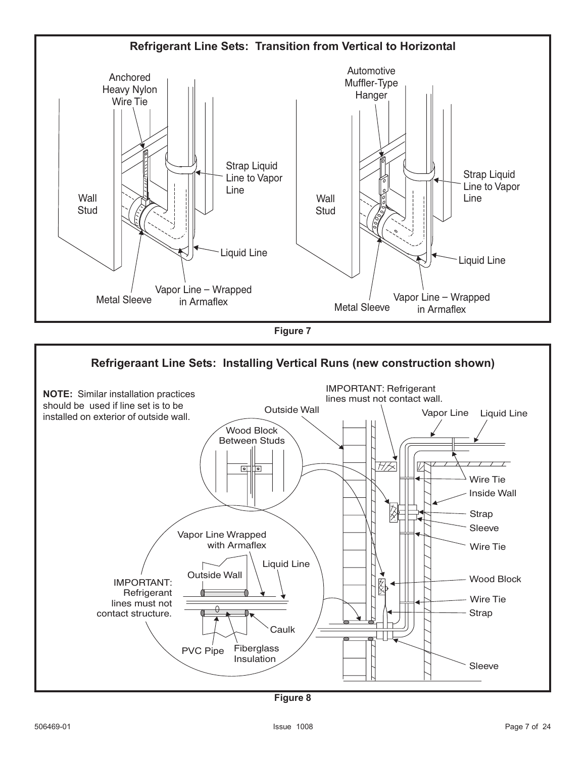## Refrigerant Line Sets: Transition from Vertical to Horizontal

Anchored Heavy Nylon Wire Tie

Strap Liquid Line to Vapor Line

Wall Stud

Liquid Line

Metal Sleeve

Vapor Line – Wrapped in Armaflex

Automotive Muffler-Type Hanger

Strap Liquid Line to Vapor Line

Wall Stud

Liquid Line

Metal Sleeve

Vapor Line – Wrapped in Armaflex

**Figure 7**

## Refrigeraant Line Sets: Installing Vertical Runs (new construction shown)

**NOTE:** Similar installation practices should be used if line set is to be installed on exterior of outside wall.

IMPORTANT: Refrigerant lines must not contact wall.

Outside Wall

Vapor Line

Liquid Line

Wood Block Between Studs

Wire Tie

Inside Wall

Strap

Sleeve

Wire Tie

Vapor Line Wrapped with Armaflex

Liquid Line

Outside Wall

IMPORTANT: Refrigerant lines must not contact structure.

Caulk

PVC Pipe

Fiberglass Insulation

Wood Block

Wire Tie

Strap

Sleeve

**Figure 8**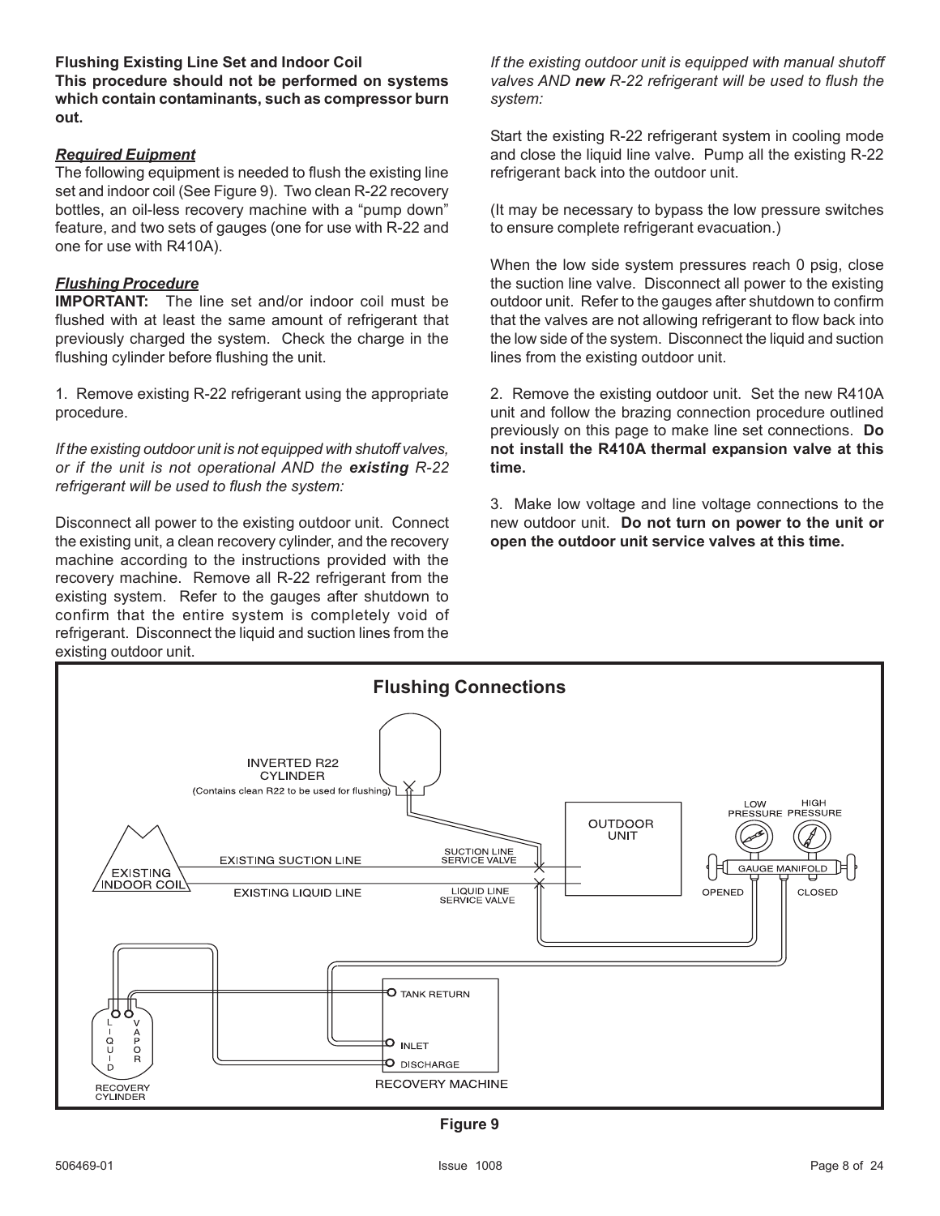**Flushing Existing Line Set and Indoor Coil**

**This procedure should not be performed on systems which contain contaminants, such as compressor burn out.**

***Required Euipment***

The following equipment is needed to flush the existing line set and indoor coil (See Figure 9). Two clean R-22 recovery bottles, an oil-less recovery machine with a "pump down" feature, and two sets of gauges (one for use with R-22 and one for use with R410A).

***Flushing Procedure***

**IMPORTANT:** The line set and/or indoor coil must be flushed with at least the same amount of refrigerant that previously charged the system. Check the charge in the flushing cylinder before flushing the unit.

1. Remove existing R-22 refrigerant using the appropriate procedure.

*If the existing outdoor unit is not equipped with shutoff valves, or if the unit is not operational AND the **existing** R-22 refrigerant will be used to flush the system:*

Disconnect all power to the existing outdoor unit. Connect the existing unit, a clean recovery cylinder, and the recovery machine according to the instructions provided with the recovery machine. Remove all R-22 refrigerant from the existing system. Refer to the gauges after shutdown to confirm that the entire system is completely void of refrigerant. Disconnect the liquid and suction lines from the existing outdoor unit.

*If the existing outdoor unit is equipped with manual shutoff valves AND **new** R-22 refrigerant will be used to flush the system:*

Start the existing R-22 refrigerant system in cooling mode and close the liquid line valve. Pump all the existing R-22 refrigerant back into the outdoor unit.

(It may be necessary to bypass the low pressure switches to ensure complete refrigerant evacuation.)

When the low side system pressures reach 0 psig, close the suction line valve. Disconnect all power to the existing outdoor unit. Refer to the gauges after shutdown to confirm that the valves are not allowing refrigerant to flow back into the low side of the system. Disconnect the liquid and suction lines from the existing outdoor unit.

2. Remove the existing outdoor unit. Set the new R410A unit and follow the brazing connection procedure outlined previously on this page to make line set connections. **Do not install the R410A thermal expansion valve at this time.**

3. Make low voltage and line voltage connections to the new outdoor unit. **Do not turn on power to the unit or open the outdoor unit service valves at this time.**

**Flushing Connections**

INVERTED R22 CYLINDER (Contains clean R22 to be used for flushing)

OUTDOOR UNIT

LOW PRESSURE | HIGH PRESSURE | GAUGE MANIFOLD | OPENED | CLOSED

EXISTING INDOOR COIL | EXISTING SUCTION LINE | EXISTING LIQUID LINE | SUCTION LINE SERVICE VALVE | LIQUID LINE SERVICE VALVE

RECOVERY CYLINDER (LIQUID, VAPOR)

RECOVERY MACHINE (TANK RETURN, INLET, DISCHARGE)

**Figure 9**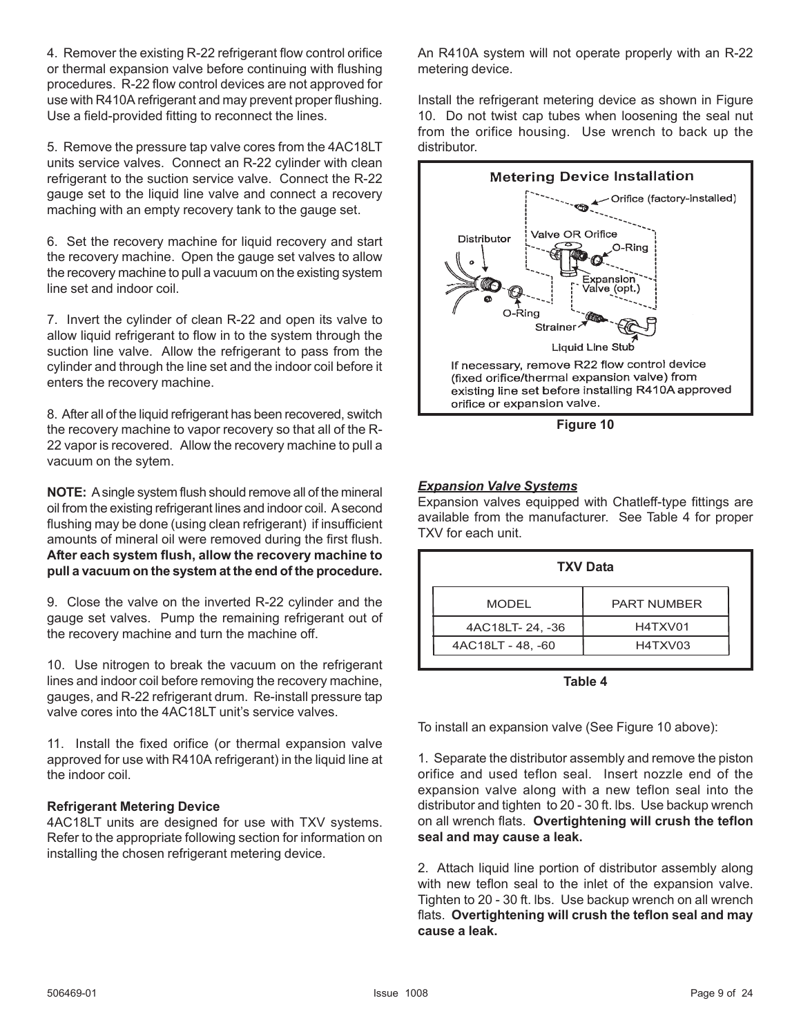4. Remover the existing R-22 refrigerant flow control orifice or thermal expansion valve before continuing with flushing procedures. R-22 flow control devices are not approved for use with R410A refrigerant and may prevent proper flushing. Use a field-provided fitting to reconnect the lines.

5. Remove the pressure tap valve cores from the 4AC18LT units service valves. Connect an R-22 cylinder with clean refrigerant to the suction service valve. Connect the R-22 gauge set to the liquid line valve and connect a recovery maching with an empty recovery tank to the gauge set.

6. Set the recovery machine for liquid recovery and start the recovery machine. Open the gauge set valves to allow the recovery machine to pull a vacuum on the existing system line set and indoor coil.

7. Invert the cylinder of clean R-22 and open its valve to allow liquid refrigerant to flow in to the system through the suction line valve. Allow the refrigerant to pass from the cylinder and through the line set and the indoor coil before it enters the recovery machine.

8. After all of the liquid refrigerant has been recovered, switch the recovery machine to vapor recovery so that all of the R-22 vapor is recovered. Allow the recovery machine to pull a vacuum on the sytem.

**NOTE:** A single system flush should remove all of the mineral oil from the existing refrigerant lines and indoor coil. A second flushing may be done (using clean refrigerant) if insufficient amounts of mineral oil were removed during the first flush. **After each system flush, allow the recovery machine to pull a vacuum on the system at the end of the procedure.**

9. Close the valve on the inverted R-22 cylinder and the gauge set valves. Pump the remaining refrigerant out of the recovery machine and turn the machine off.

10. Use nitrogen to break the vacuum on the refrigerant lines and indoor coil before removing the recovery machine, gauges, and R-22 refrigerant drum. Re-install pressure tap valve cores into the 4AC18LT unit's service valves.

11. Install the fixed orifice (or thermal expansion valve approved for use with R410A refrigerant) in the liquid line at the indoor coil.

**Refrigerant Metering Device**

4AC18LT units are designed for use with TXV systems. Refer to the appropriate following section for information on installing the chosen refrigerant metering device.

An R410A system will not operate properly with an R-22 metering device.

Install the refrigerant metering device as shown in Figure 10. Do not twist cap tubes when loosening the seal nut from the orifice housing. Use wrench to back up the distributor.

**Metering Device Installation**

Orifice (factory-installed)

Distributor

Valve OR Orifice

O-Ring

Expansion Valve (opt.)

O-Ring

Strainer

Liquid Line Stub

If necessary, remove R22 flow control device (fixed orifice/thermal expansion valve) from existing line set before installing R410A approved orifice or expansion valve.

**Figure 10**

***Expansion Valve Systems***

Expansion valves equipped with Chatleff-type fittings are available from the manufacturer. See Table 4 for proper TXV for each unit.

**TXV Data**

| MODEL | PART NUMBER |
|---|---|
| 4AC18LT- 24, -36 | H4TXV01 |
| 4AC18LT - 48, -60 | H4TXV03 |

**Table 4**

To install an expansion valve (See Figure 10 above):

1. Separate the distributor assembly and remove the piston orifice and used teflon seal. Insert nozzle end of the expansion valve along with a new teflon seal into the distributor and tighten to 20 - 30 ft. lbs. Use backup wrench on all wrench flats. **Overtightening will crush the teflon seal and may cause a leak.**

2. Attach liquid line portion of distributor assembly along with new teflon seal to the inlet of the expansion valve. Tighten to 20 - 30 ft. lbs. Use backup wrench on all wrench flats. **Overtightening will crush the teflon seal and may cause a leak.**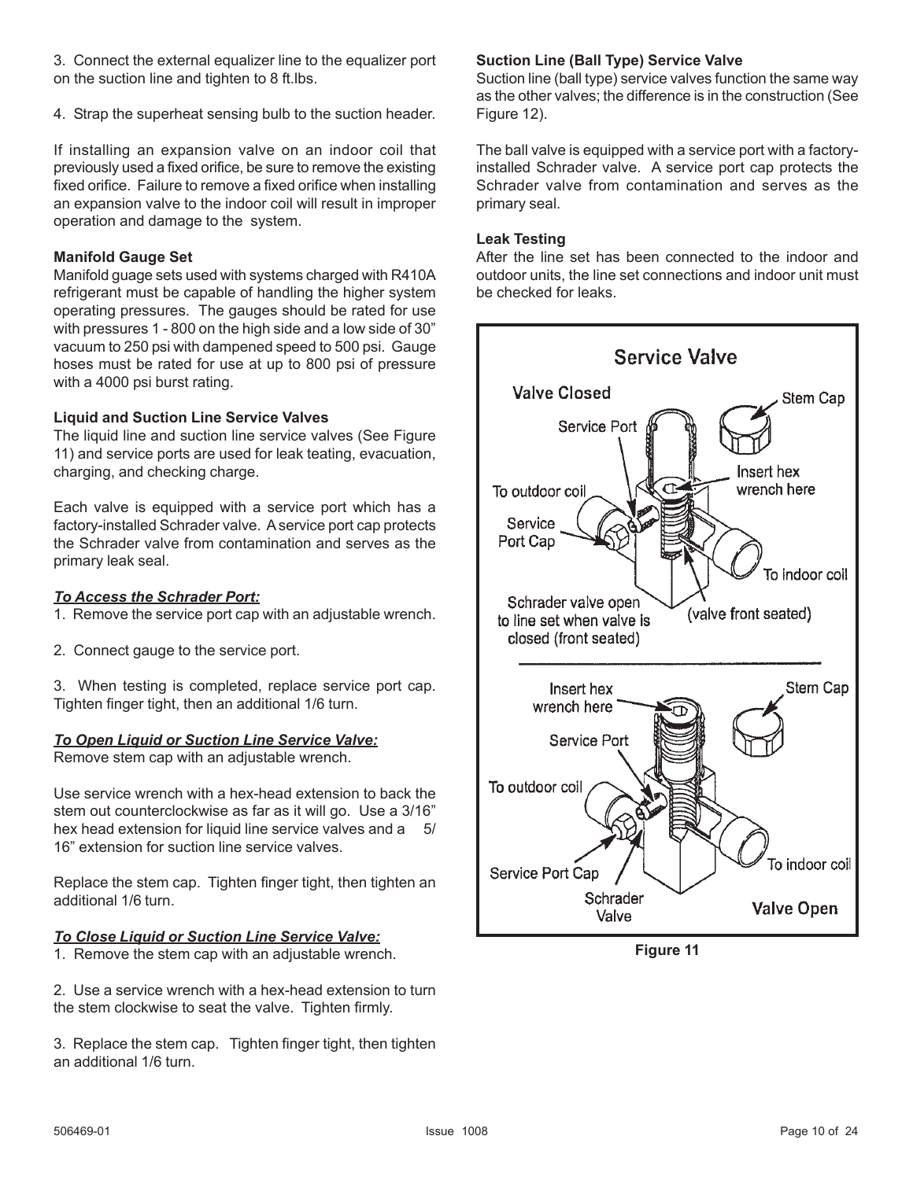3. Connect the external equalizer line to the equalizer port on the suction line and tighten to 8 ft.lbs.

4. Strap the superheat sensing bulb to the suction header.

If installing an expansion valve on an indoor coil that previously used a fixed orifice, be sure to remove the existing fixed orifice. Failure to remove a fixed orifice when installing an expansion valve to the indoor coil will result in improper operation and damage to the system.

**Manifold Gauge Set**

Manifold guage sets used with systems charged with R410A refrigerant must be capable of handling the higher system operating pressures. The gauges should be rated for use with pressures 1 - 800 on the high side and a low side of 30” vacuum to 250 psi with dampened speed to 500 psi. Gauge hoses must be rated for use at up to 800 psi of pressure with a 4000 psi burst rating.

**Liquid and Suction Line Service Valves**

The liquid line and suction line service valves (See Figure 11) and service ports are used for leak teating, evacuation, charging, and checking charge.

Each valve is equipped with a service port which has a factory-installed Schrader valve. A service port cap protects the Schrader valve from contamination and serves as the primary leak seal.

***To Access the Schrader Port:***

1. Remove the service port cap with an adjustable wrench.

2. Connect gauge to the service port.

3. When testing is completed, replace service port cap. Tighten finger tight, then an additional 1/6 turn.

***To Open Liquid or Suction Line Service Valve:***

Remove stem cap with an adjustable wrench.

Use service wrench with a hex-head extension to back the stem out counterclockwise as far as it will go. Use a 3/16” hex head extension for liquid line service valves and a 5/16” extension for suction line service valves.

Replace the stem cap. Tighten finger tight, then tighten an additional 1/6 turn.

***To Close Liquid or Suction Line Service Valve:***

1. Remove the stem cap with an adjustable wrench.

2. Use a service wrench with a hex-head extension to turn the stem clockwise to seat the valve. Tighten firmly.

3. Replace the stem cap. Tighten finger tight, then tighten an additional 1/6 turn.

**Suction Line (Ball Type) Service Valve**

Suction line (ball type) service valves function the same way as the other valves; the difference is in the construction (See Figure 12).

The ball valve is equipped with a service port with a factory-installed Schrader valve. A service port cap protects the Schrader valve from contamination and serves as the primary seal.

**Leak Testing**

After the line set has been connected to the indoor and outdoor units, the line set connections and indoor unit must be checked for leaks.

**Service Valve**

Valve Closed: Service Port; Stem Cap; Insert hex wrench here; To outdoor coil; Service Port Cap; To indoor coil; Schrader valve open to line set when valve is closed (front seated); (valve front seated)

Valve Open: Insert hex wrench here; Stem Cap; Service Port; To outdoor coil; Service Port Cap; Schrader Valve; To indoor coil

**Figure 11**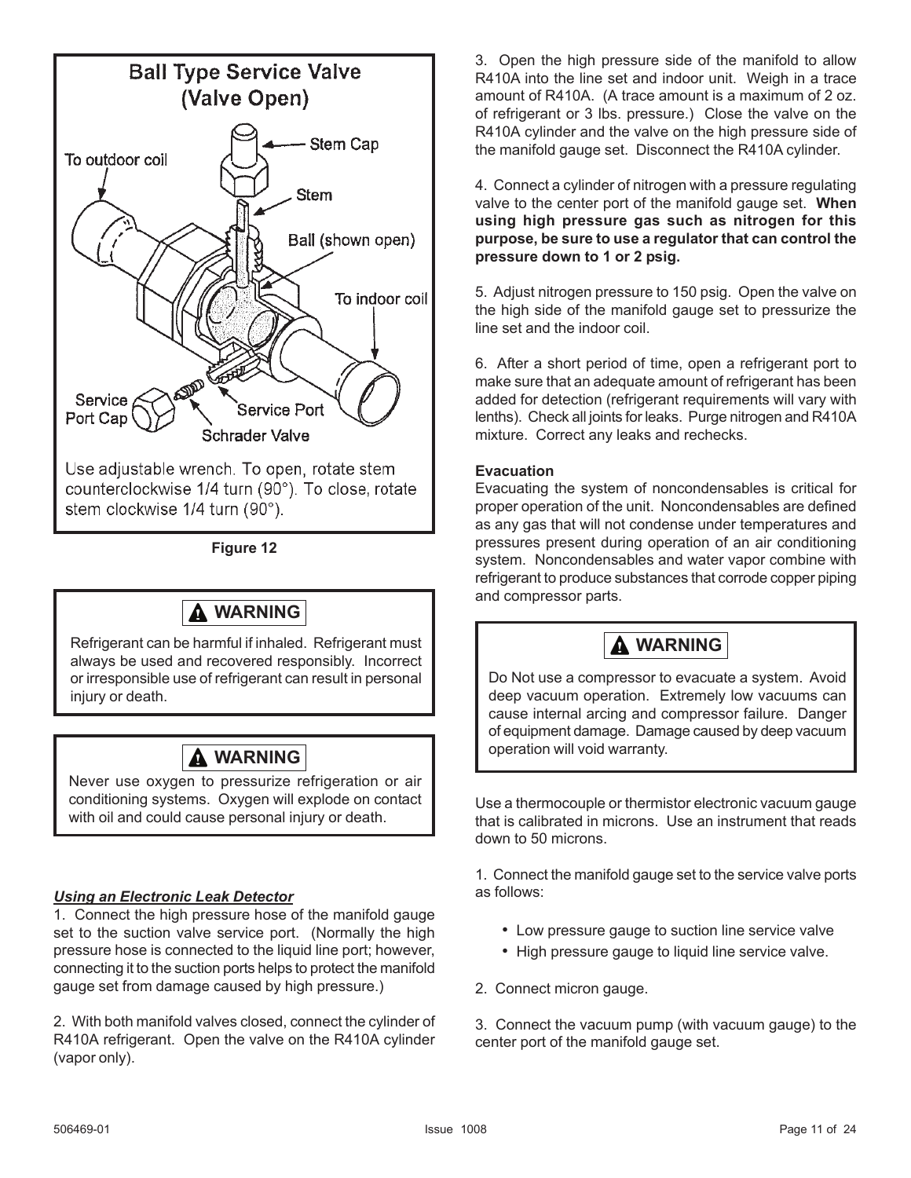**Ball Type Service Valve (Valve Open)**

Use adjustable wrench. To open, rotate stem counterclockwise 1/4 turn (90°). To close, rotate stem clockwise 1/4 turn (90°).

**Figure 12**

> **⚠ WARNING**
>
> Refrigerant can be harmful if inhaled. Refrigerant must always be used and recovered responsibly. Incorrect or irresponsible use of refrigerant can result in personal injury or death.

> **⚠ WARNING**
>
> Never use oxygen to pressurize refrigeration or air conditioning systems. Oxygen will explode on contact with oil and could cause personal injury or death.

***Using an Electronic Leak Detector***

1. Connect the high pressure hose of the manifold gauge set to the suction valve service port. (Normally the high pressure hose is connected to the liquid line port; however, connecting it to the suction ports helps to protect the manifold gauge set from damage caused by high pressure.)

2. With both manifold valves closed, connect the cylinder of R410A refrigerant. Open the valve on the R410A cylinder (vapor only).

3. Open the high pressure side of the manifold to allow R410A into the line set and indoor unit. Weigh in a trace amount of R410A. (A trace amount is a maximum of 2 oz. of refrigerant or 3 lbs. pressure.) Close the valve on the R410A cylinder and the valve on the high pressure side of the manifold gauge set. Disconnect the R410A cylinder.

4. Connect a cylinder of nitrogen with a pressure regulating valve to the center port of the manifold gauge set. **When using high pressure gas such as nitrogen for this purpose, be sure to use a regulator that can control the pressure down to 1 or 2 psig.**

5. Adjust nitrogen pressure to 150 psig. Open the valve on the high side of the manifold gauge set to pressurize the line set and the indoor coil.

6. After a short period of time, open a refrigerant port to make sure that an adequate amount of refrigerant has been added for detection (refrigerant requirements will vary with lenths). Check all joints for leaks. Purge nitrogen and R410A mixture. Correct any leaks and rechecks.

**Evacuation**

Evacuating the system of noncondensables is critical for proper operation of the unit. Noncondensables are defined as any gas that will not condense under temperatures and pressures present during operation of an air conditioning system. Noncondensables and water vapor combine with refrigerant to produce substances that corrode copper piping and compressor parts.

> **⚠ WARNING**
>
> Do Not use a compressor to evacuate a system. Avoid deep vacuum operation. Extremely low vacuums can cause internal arcing and compressor failure. Danger of equipment damage. Damage caused by deep vacuum operation will void warranty.

Use a thermocouple or thermistor electronic vacuum gauge that is calibrated in microns. Use an instrument that reads down to 50 microns.

1. Connect the manifold gauge set to the service valve ports as follows:

- Low pressure gauge to suction line service valve
- High pressure gauge to liquid line service valve.

2. Connect micron gauge.

3. Connect the vacuum pump (with vacuum gauge) to the center port of the manifold gauge set.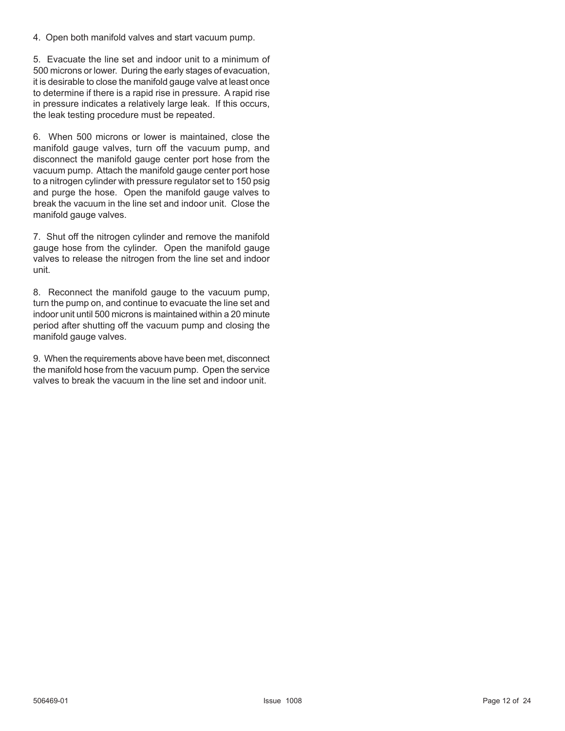4. Open both manifold valves and start vacuum pump.

5. Evacuate the line set and indoor unit to a minimum of 500 microns or lower. During the early stages of evacuation, it is desirable to close the manifold gauge valve at least once to determine if there is a rapid rise in pressure. A rapid rise in pressure indicates a relatively large leak. If this occurs, the leak testing procedure must be repeated.

6. When 500 microns or lower is maintained, close the manifold gauge valves, turn off the vacuum pump, and disconnect the manifold gauge center port hose from the vacuum pump. Attach the manifold gauge center port hose to a nitrogen cylinder with pressure regulator set to 150 psig and purge the hose. Open the manifold gauge valves to break the vacuum in the line set and indoor unit. Close the manifold gauge valves.

7. Shut off the nitrogen cylinder and remove the manifold gauge hose from the cylinder. Open the manifold gauge valves to release the nitrogen from the line set and indoor unit.

8. Reconnect the manifold gauge to the vacuum pump, turn the pump on, and continue to evacuate the line set and indoor unit until 500 microns is maintained within a 20 minute period after shutting off the vacuum pump and closing the manifold gauge valves.

9. When the requirements above have been met, disconnect the manifold hose from the vacuum pump. Open the service valves to break the vacuum in the line set and indoor unit.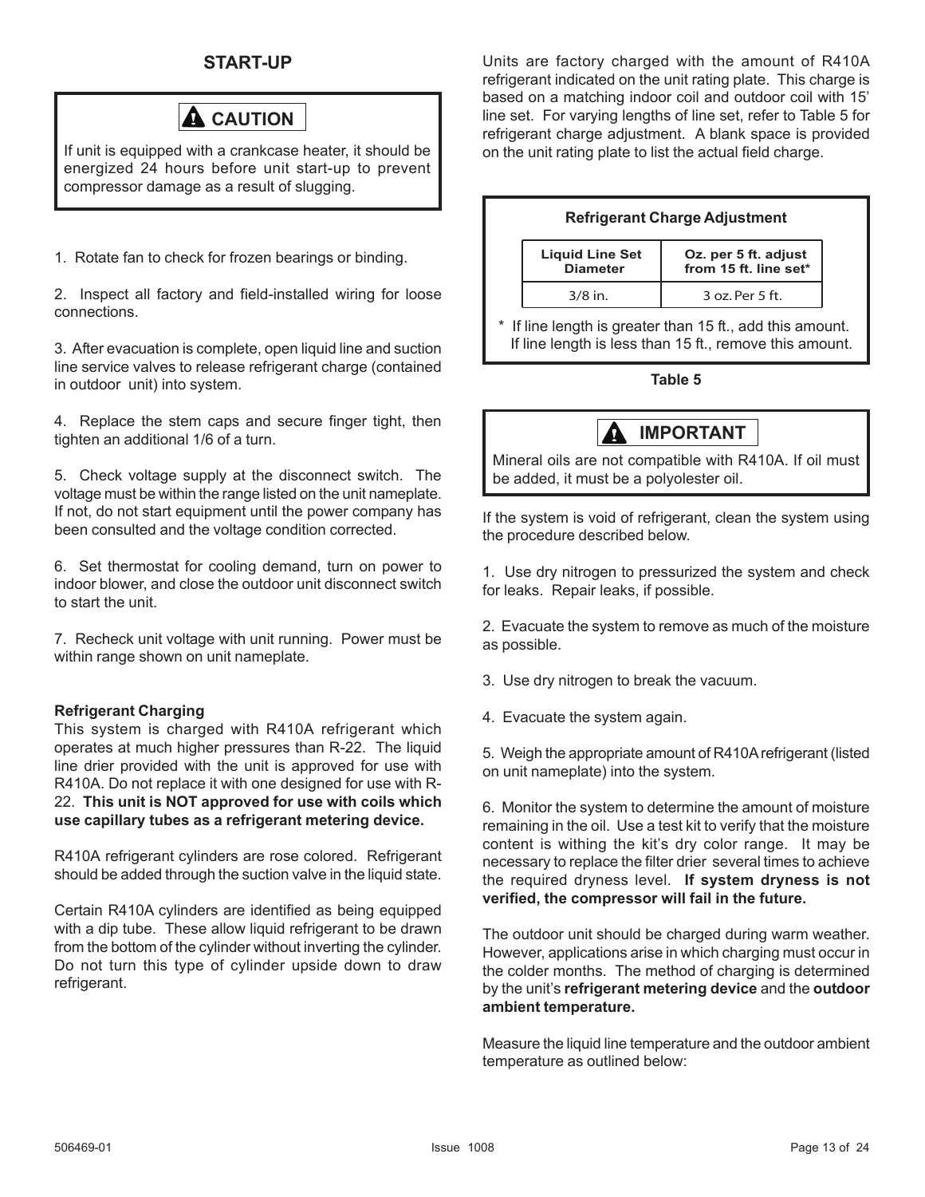## START-UP

> **⚠ CAUTION**
>
> If unit is equipped with a crankcase heater, it should be energized 24 hours before unit start-up to prevent compressor damage as a result of slugging.

1. Rotate fan to check for frozen bearings or binding.

2. Inspect all factory and field-installed wiring for loose connections.

3. After evacuation is complete, open liquid line and suction line service valves to release refrigerant charge (contained in outdoor unit) into system.

4. Replace the stem caps and secure finger tight, then tighten an additional 1/6 of a turn.

5. Check voltage supply at the disconnect switch. The voltage must be within the range listed on the unit nameplate. If not, do not start equipment until the power company has been consulted and the voltage condition corrected.

6. Set thermostat for cooling demand, turn on power to indoor blower, and close the outdoor unit disconnect switch to start the unit.

7. Recheck unit voltage with unit running. Power must be within range shown on unit nameplate.

### Refrigerant Charging

This system is charged with R410A refrigerant which operates at much higher pressures than R-22. The liquid line drier provided with the unit is approved for use with R410A. Do not replace it with one designed for use with R-22. **This unit is NOT approved for use with coils which use capillary tubes as a refrigerant metering device.**

R410A refrigerant cylinders are rose colored. Refrigerant should be added through the suction valve in the liquid state.

Certain R410A cylinders are identified as being equipped with a dip tube. These allow liquid refrigerant to be drawn from the bottom of the cylinder without inverting the cylinder. Do not turn this type of cylinder upside down to draw refrigerant.

Units are factory charged with the amount of R410A refrigerant indicated on the unit rating plate. This charge is based on a matching indoor coil and outdoor coil with 15' line set. For varying lengths of line set, refer to Table 5 for refrigerant charge adjustment. A blank space is provided on the unit rating plate to list the actual field charge.

**Refrigerant Charge Adjustment**

| Liquid Line Set Diameter | Oz. per 5 ft. adjust from 15 ft. line set* |
|---|---|
| 3/8 in. | 3 oz. Per 5 ft. |

\* If line length is greater than 15 ft., add this amount. If line length is less than 15 ft., remove this amount.

**Table 5**

> **⚠ IMPORTANT**
>
> Mineral oils are not compatible with R410A. If oil must be added, it must be a polyolester oil.

If the system is void of refrigerant, clean the system using the procedure described below.

1. Use dry nitrogen to pressurized the system and check for leaks. Repair leaks, if possible.

2. Evacuate the system to remove as much of the moisture as possible.

3. Use dry nitrogen to break the vacuum.

4. Evacuate the system again.

5. Weigh the appropriate amount of R410A refrigerant (listed on unit nameplate) into the system.

6. Monitor the system to determine the amount of moisture remaining in the oil. Use a test kit to verify that the moisture content is withing the kit's dry color range. It may be necessary to replace the filter drier several times to achieve the required dryness level. **If system dryness is not verified, the compressor will fail in the future.**

The outdoor unit should be charged during warm weather. However, applications arise in which charging must occur in the colder months. The method of charging is determined by the unit's **refrigerant metering device** and the **outdoor ambient temperature.**

Measure the liquid line temperature and the outdoor ambient temperature as outlined below: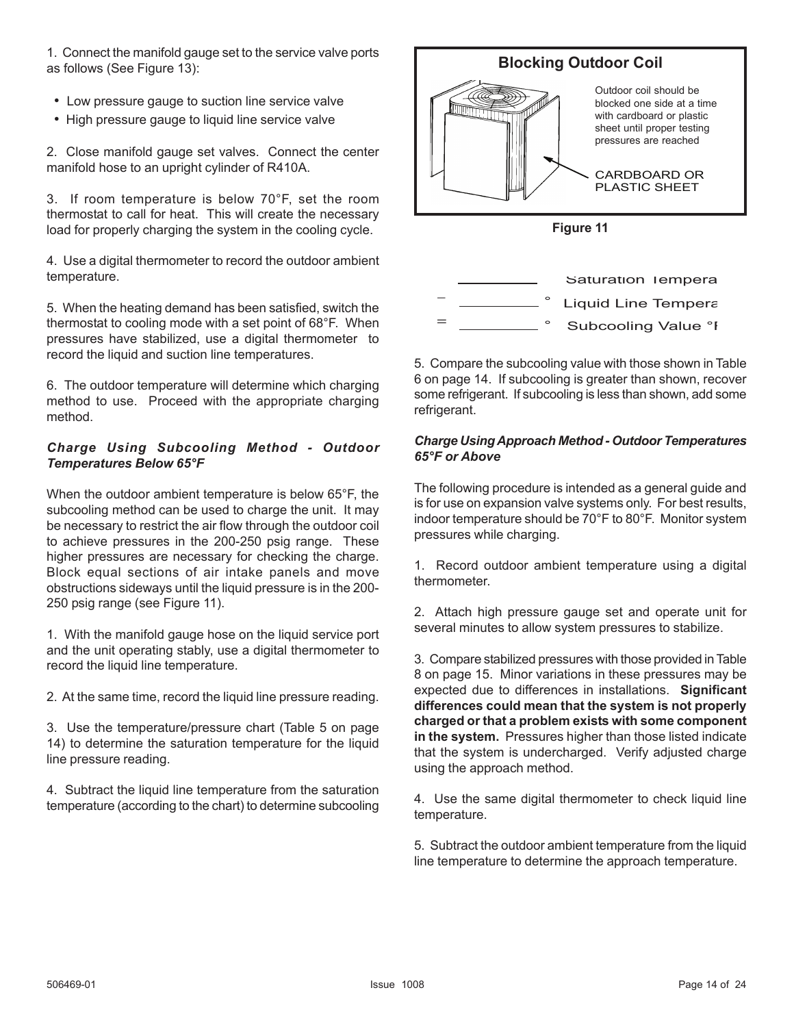1. Connect the manifold gauge set to the service valve ports as follows (See Figure 13):

- Low pressure gauge to suction line service valve
- High pressure gauge to liquid line service valve

2. Close manifold gauge set valves. Connect the center manifold hose to an upright cylinder of R410A.

3. If room temperature is below 70°F, set the room thermostat to call for heat. This will create the necessary load for properly charging the system in the cooling cycle.

4. Use a digital thermometer to record the outdoor ambient temperature.

5. When the heating demand has been satisfied, switch the thermostat to cooling mode with a set point of 68°F. When pressures have stabilized, use a digital thermometer to record the liquid and suction line temperatures.

6. The outdoor temperature will determine which charging method to use. Proceed with the appropriate charging method.

***Charge Using Subcooling Method - Outdoor Temperatures Below 65°F***

When the outdoor ambient temperature is below 65°F, the subcooling method can be used to charge the unit. It may be necessary to restrict the air flow through the outdoor coil to achieve pressures in the 200-250 psig range. These higher pressures are necessary for checking the charge. Block equal sections of air intake panels and move obstructions sideways until the liquid pressure is in the 200-250 psig range (see Figure 11).

1. With the manifold gauge hose on the liquid service port and the unit operating stably, use a digital thermometer to record the liquid line temperature.

2. At the same time, record the liquid line pressure reading.

3. Use the temperature/pressure chart (Table 5 on page 14) to determine the saturation temperature for the liquid line pressure reading.

4. Subtract the liquid line temperature from the saturation temperature (according to the chart) to determine subcooling

**Blocking Outdoor Coil**

Outdoor coil should be blocked one side at a time with cardboard or plastic sheet until proper testing pressures are reached

CARDBOARD OR PLASTIC SHEET

**Figure 11**

|   | ________ | | Saturation Tempera |
|---|---|---|---|
| – | ________ | ° | Liquid Line Tempera |
| = | ________ | ° | Subcooling Value °F |

5. Compare the subcooling value with those shown in Table 6 on page 14. If subcooling is greater than shown, recover some refrigerant. If subcooling is less than shown, add some refrigerant.

***Charge Using Approach Method - Outdoor Temperatures 65°F or Above***

The following procedure is intended as a general guide and is for use on expansion valve systems only. For best results, indoor temperature should be 70°F to 80°F. Monitor system pressures while charging.

1. Record outdoor ambient temperature using a digital thermometer.

2. Attach high pressure gauge set and operate unit for several minutes to allow system pressures to stabilize.

3. Compare stabilized pressures with those provided in Table 8 on page 15. Minor variations in these pressures may be expected due to differences in installations. **Significant differences could mean that the system is not properly charged or that a problem exists with some component in the system.** Pressures higher than those listed indicate that the system is undercharged. Verify adjusted charge using the approach method.

4. Use the same digital thermometer to check liquid line temperature.

5. Subtract the outdoor ambient temperature from the liquid line temperature to determine the approach temperature.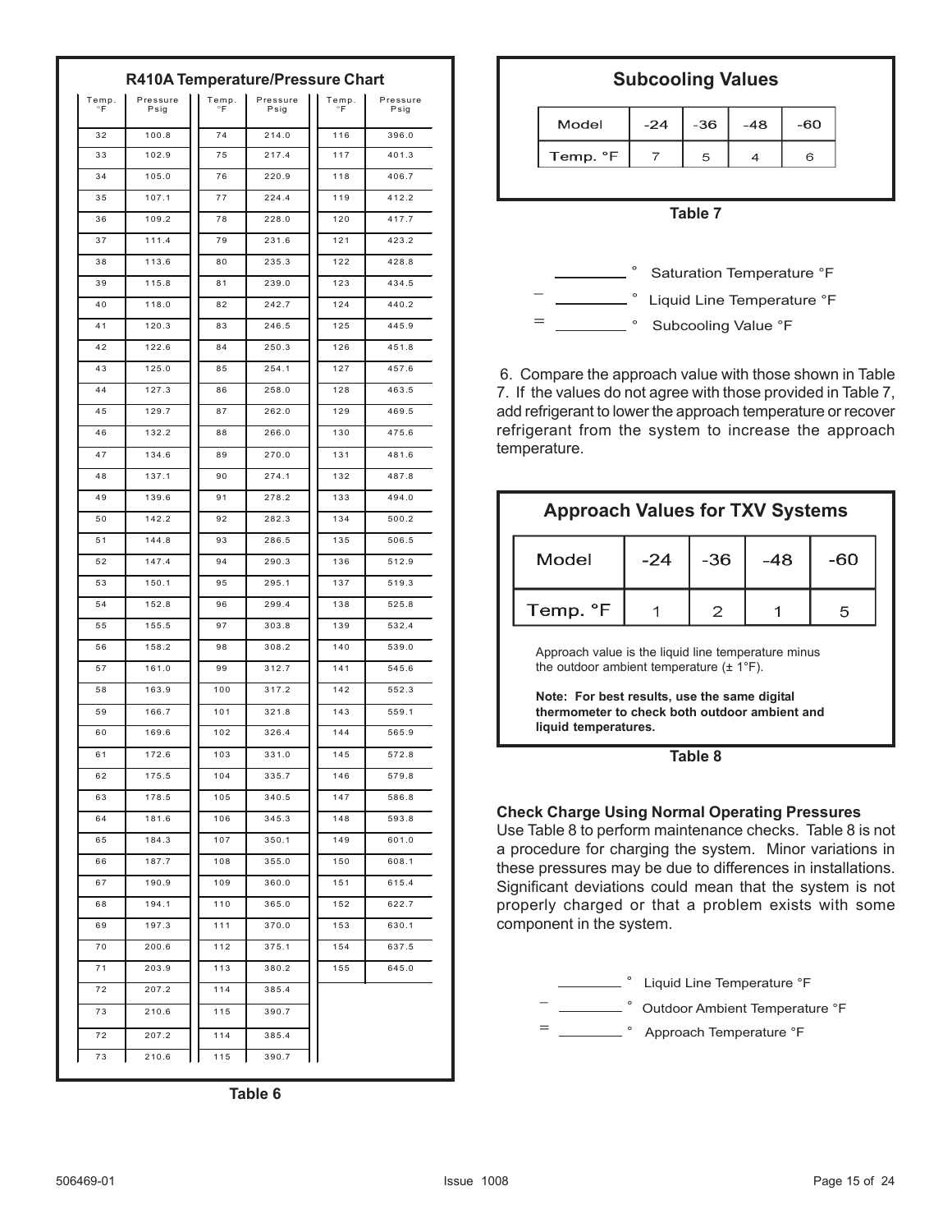## R410A Temperature/Pressure Chart

| Temp. °F | Pressure Psig | Temp. °F | Pressure Psig | Temp. °F | Pressure Psig |
|---|---|---|---|---|---|
| 32 | 100.8 | 74 | 214.0 | 116 | 396.0 |
| 33 | 102.9 | 75 | 217.4 | 117 | 401.3 |
| 34 | 105.0 | 76 | 220.9 | 118 | 406.7 |
| 35 | 107.1 | 77 | 224.4 | 119 | 412.2 |
| 36 | 109.2 | 78 | 228.0 | 120 | 417.7 |
| 37 | 111.4 | 79 | 231.6 | 121 | 423.2 |
| 38 | 113.6 | 80 | 235.3 | 122 | 428.8 |
| 39 | 115.8 | 81 | 239.0 | 123 | 434.5 |
| 40 | 118.0 | 82 | 242.7 | 124 | 440.2 |
| 41 | 120.3 | 83 | 246.5 | 125 | 445.9 |
| 42 | 122.6 | 84 | 250.3 | 126 | 451.8 |
| 43 | 125.0 | 85 | 254.1 | 127 | 457.6 |
| 44 | 127.3 | 86 | 258.0 | 128 | 463.5 |
| 45 | 129.7 | 87 | 262.0 | 129 | 469.5 |
| 46 | 132.2 | 88 | 266.0 | 130 | 475.6 |
| 47 | 134.6 | 89 | 270.0 | 131 | 481.6 |
| 48 | 137.1 | 90 | 274.1 | 132 | 487.8 |
| 49 | 139.6 | 91 | 278.2 | 133 | 494.0 |
| 50 | 142.2 | 92 | 282.3 | 134 | 500.2 |
| 51 | 144.8 | 93 | 286.5 | 135 | 506.5 |
| 52 | 147.4 | 94 | 290.3 | 136 | 512.9 |
| 53 | 150.1 | 95 | 295.1 | 137 | 519.3 |
| 54 | 152.8 | 96 | 299.4 | 138 | 525.8 |
| 55 | 155.5 | 97 | 303.8 | 139 | 532.4 |
| 56 | 158.2 | 98 | 308.2 | 140 | 539.0 |
| 57 | 161.0 | 99 | 312.7 | 141 | 545.6 |
| 58 | 163.9 | 100 | 317.2 | 142 | 552.3 |
| 59 | 166.7 | 101 | 321.8 | 143 | 559.1 |
| 60 | 169.6 | 102 | 326.4 | 144 | 565.9 |
| 61 | 172.6 | 103 | 331.0 | 145 | 572.8 |
| 62 | 175.5 | 104 | 335.7 | 146 | 579.8 |
| 63 | 178.5 | 105 | 340.5 | 147 | 586.8 |
| 64 | 181.6 | 106 | 345.3 | 148 | 593.8 |
| 65 | 184.3 | 107 | 350.1 | 149 | 601.0 |
| 66 | 187.7 | 108 | 355.0 | 150 | 608.1 |
| 67 | 190.9 | 109 | 360.0 | 151 | 615.4 |
| 68 | 194.1 | 110 | 365.0 | 152 | 622.7 |
| 69 | 197.3 | 111 | 370.0 | 153 | 630.1 |
| 70 | 200.6 | 112 | 375.1 | 154 | 637.5 |
| 71 | 203.9 | 113 | 380.2 | 155 | 645.0 |
| 72 | 207.2 | 114 | 385.4 | | |
| 73 | 210.6 | 115 | 390.7 | | |
| 72 | 207.2 | 114 | 385.4 | | |
| 73 | 210.6 | 115 | 390.7 | | |

Table 6

## Subcooling Values

| Model | -24 | -36 | -48 | -60 |
|---|---|---|---|---|
| Temp. °F | 7 | 5 | 4 | 6 |

Table 7

\_\_\_\_\_\_\_\_ ° Saturation Temperature °F
– \_\_\_\_\_\_\_\_ ° Liquid Line Temperature °F
= \_\_\_\_\_\_\_\_ ° Subcooling Value °F

6. Compare the approach value with those shown in Table 7. If the values do not agree with those provided in Table 7, add refrigerant to lower the approach temperature or recover refrigerant from the system to increase the approach temperature.

## Approach Values for TXV Systems

| Model | -24 | -36 | -48 | -60 |
|---|---|---|---|---|
| Temp. °F | 1 | 2 | 1 | 5 |

Approach value is the liquid line temperature minus the outdoor ambient temperature (± 1°F).

**Note: For best results, use the same digital thermometer to check both outdoor ambient and liquid temperatures.**

Table 8

### Check Charge Using Normal Operating Pressures

Use Table 8 to perform maintenance checks. Table 8 is not a procedure for charging the system. Minor variations in these pressures may be due to differences in installations. Significant deviations could mean that the system is not properly charged or that a problem exists with some component in the system.

\_\_\_\_\_\_\_\_ ° Liquid Line Temperature °F
– \_\_\_\_\_\_\_\_ ° Outdoor Ambient Temperature °F
= \_\_\_\_\_\_\_\_ ° Approach Temperature °F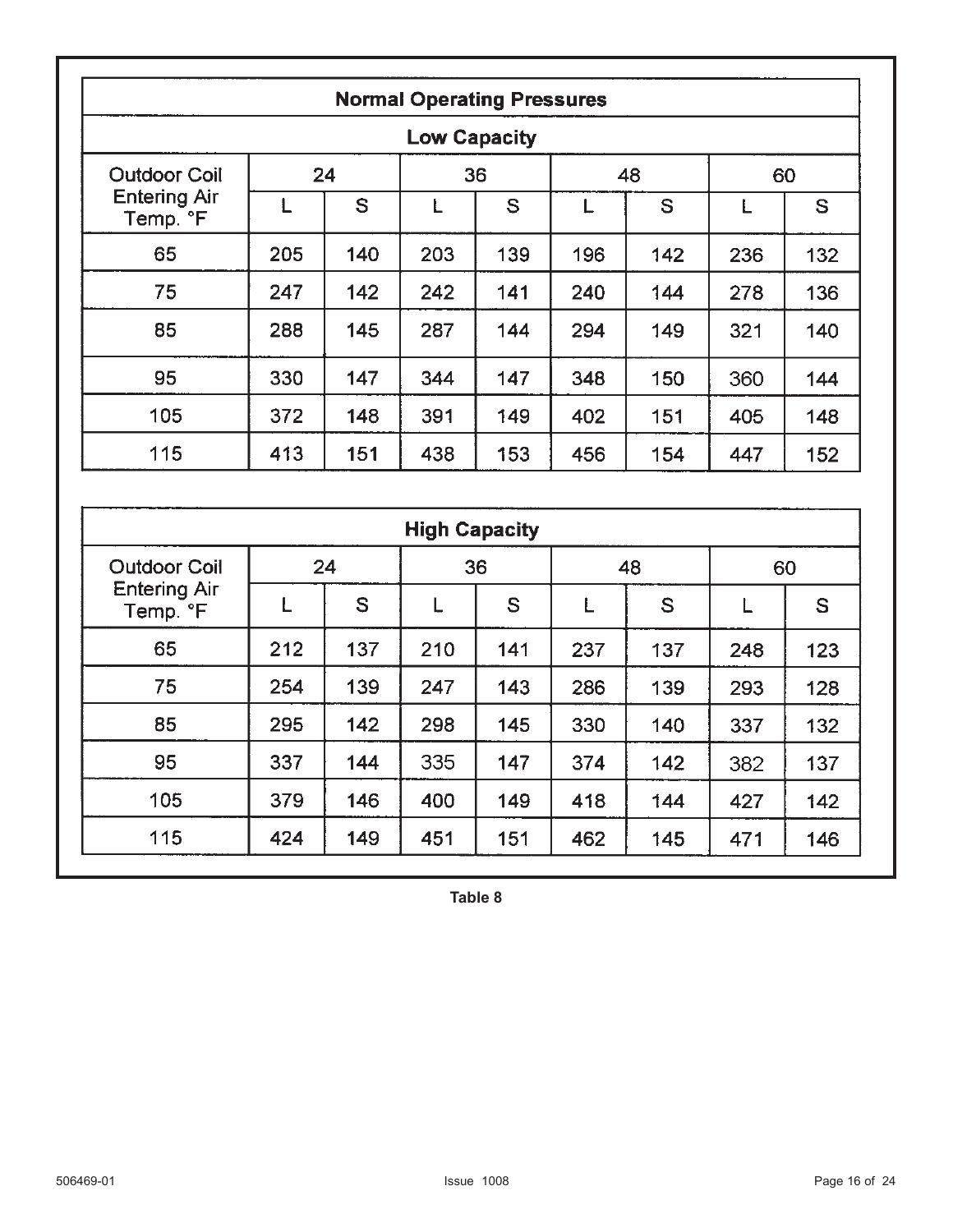## Normal Operating Pressures

### Low Capacity

| Outdoor Coil Entering Air Temp. °F | 24 | | 36 | | 48 | | 60 | |
|---|---|---|---|---|---|---|---|---|
| | L | S | L | S | L | S | L | S |
| 65 | 205 | 140 | 203 | 139 | 196 | 142 | 236 | 132 |
| 75 | 247 | 142 | 242 | 141 | 240 | 144 | 278 | 136 |
| 85 | 288 | 145 | 287 | 144 | 294 | 149 | 321 | 140 |
| 95 | 330 | 147 | 344 | 147 | 348 | 150 | 360 | 144 |
| 105 | 372 | 148 | 391 | 149 | 402 | 151 | 405 | 148 |
| 115 | 413 | 151 | 438 | 153 | 456 | 154 | 447 | 152 |

### High Capacity

| Outdoor Coil Entering Air Temp. °F | 24 | | 36 | | 48 | | 60 | |
|---|---|---|---|---|---|---|---|---|
| | L | S | L | S | L | S | L | S |
| 65 | 212 | 137 | 210 | 141 | 237 | 137 | 248 | 123 |
| 75 | 254 | 139 | 247 | 143 | 286 | 139 | 293 | 128 |
| 85 | 295 | 142 | 298 | 145 | 330 | 140 | 337 | 132 |
| 95 | 337 | 144 | 335 | 147 | 374 | 142 | 382 | 137 |
| 105 | 379 | 146 | 400 | 149 | 418 | 144 | 427 | 142 |
| 115 | 424 | 149 | 451 | 151 | 462 | 145 | 471 | 146 |

**Table 8**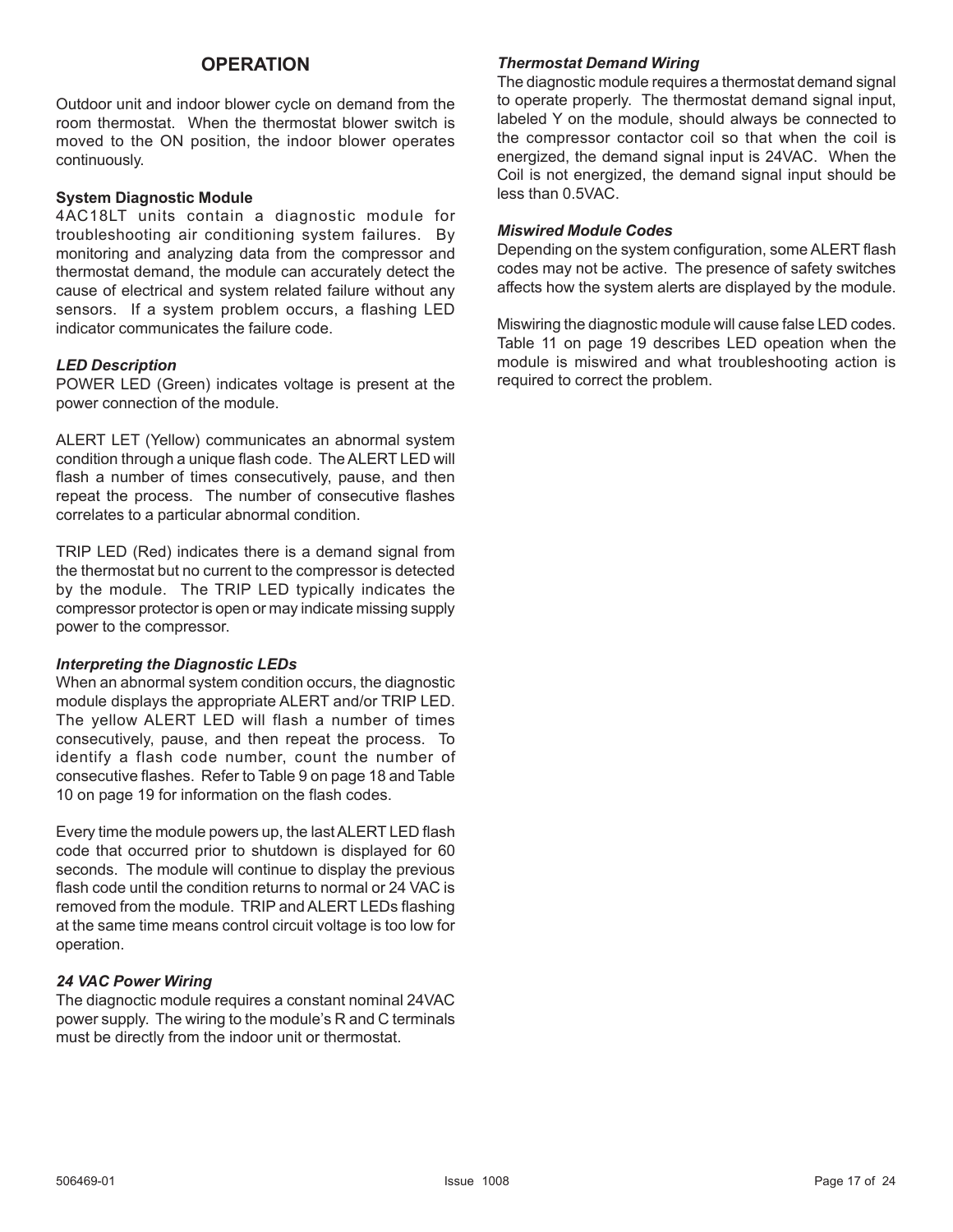## OPERATION

Outdoor unit and indoor blower cycle on demand from the room thermostat. When the thermostat blower switch is moved to the ON position, the indoor blower operates continuously.

**System Diagnostic Module**

4AC18LT units contain a diagnostic module for troubleshooting air conditioning system failures. By monitoring and analyzing data from the compressor and thermostat demand, the module can accurately detect the cause of electrical and system related failure without any sensors. If a system problem occurs, a flashing LED indicator communicates the failure code.

***LED Description***

POWER LED (Green) indicates voltage is present at the power connection of the module.

ALERT LET (Yellow) communicates an abnormal system condition through a unique flash code. The ALERT LED will flash a number of times consecutively, pause, and then repeat the process. The number of consecutive flashes correlates to a particular abnormal condition.

TRIP LED (Red) indicates there is a demand signal from the thermostat but no current to the compressor is detected by the module. The TRIP LED typically indicates the compressor protector is open or may indicate missing supply power to the compressor.

***Interpreting the Diagnostic LEDs***

When an abnormal system condition occurs, the diagnostic module displays the appropriate ALERT and/or TRIP LED. The yellow ALERT LED will flash a number of times consecutively, pause, and then repeat the process. To identify a flash code number, count the number of consecutive flashes. Refer to Table 9 on page 18 and Table 10 on page 19 for information on the flash codes.

Every time the module powers up, the last ALERT LED flash code that occurred prior to shutdown is displayed for 60 seconds. The module will continue to display the previous flash code until the condition returns to normal or 24 VAC is removed from the module. TRIP and ALERT LEDs flashing at the same time means control circuit voltage is too low for operation.

***24 VAC Power Wiring***

The diagnoctic module requires a constant nominal 24VAC power supply. The wiring to the module's R and C terminals must be directly from the indoor unit or thermostat.

***Thermostat Demand Wiring***

The diagnostic module requires a thermostat demand signal to operate properly. The thermostat demand signal input, labeled Y on the module, should always be connected to the compressor contactor coil so that when the coil is energized, the demand signal input is 24VAC. When the Coil is not energized, the demand signal input should be less than 0.5VAC.

***Miswired Module Codes***

Depending on the system configuration, some ALERT flash codes may not be active. The presence of safety switches affects how the system alerts are displayed by the module.

Miswiring the diagnostic module will cause false LED codes. Table 11 on page 19 describes LED opeation when the module is miswired and what troubleshooting action is required to correct the problem.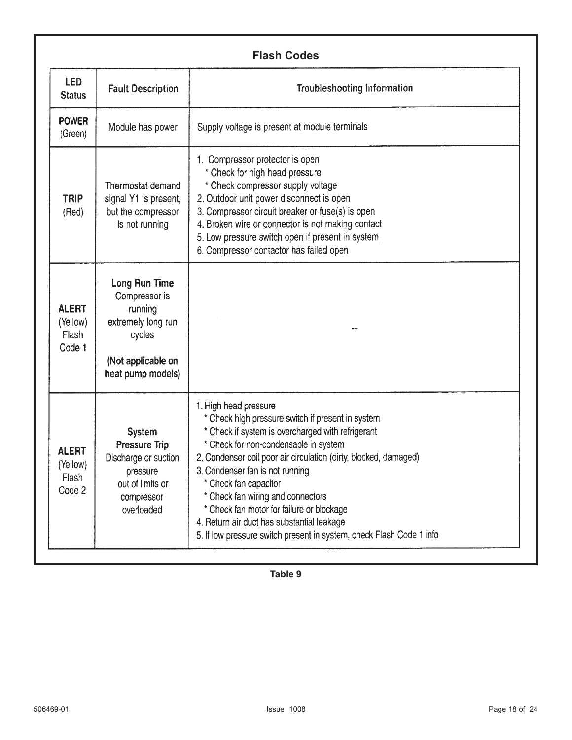## Flash Codes

| LED Status | Fault Description | Troubleshooting Information |
|---|---|---|
| **POWER** (Green) | Module has power | Supply voltage is present at module terminals |
| **TRIP** (Red) | Thermostat demand signal Y1 is present, but the compressor is not running | 1. Compressor protector is open<br>* Check for high head pressure<br>* Check compressor supply voltage<br>2. Outdoor unit power disconnect is open<br>3. Compressor circuit breaker or fuse(s) is open<br>4. Broken wire or connector is not making contact<br>5. Low pressure switch open if present in system<br>6. Compressor contactor has failed open |
| **ALERT** (Yellow) Flash Code 1 | **Long Run Time** Compressor is running extremely long run cycles<br><br>**(Not applicable on heat pump models)** | -- |
| **ALERT** (Yellow) Flash Code 2 | **System Pressure Trip** Discharge or suction pressure out of limits or compressor overloaded | 1. High head pressure<br>* Check high pressure switch if present in system<br>* Check if system is overcharged with refrigerant<br>* Check for non-condensable in system<br>2. Condenser coil poor air circulation (dirty, blocked, damaged)<br>3. Condenser fan is not running<br>* Check fan capacitor<br>* Check fan wiring and connectors<br>* Check fan motor for failure or blockage<br>4. Return air duct has substantial leakage<br>5. If low pressure switch present in system, check Flash Code 1 info |

Table 9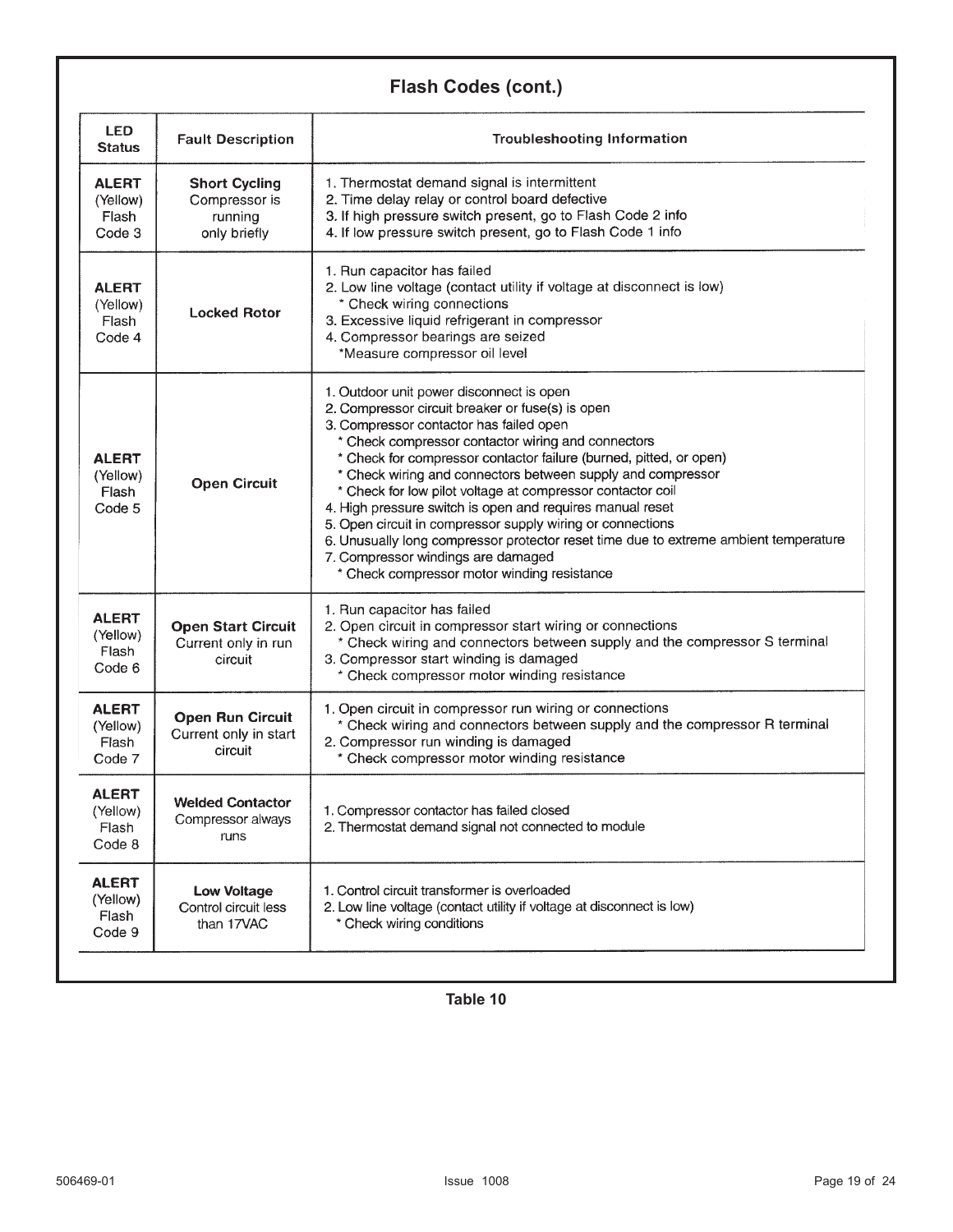## Flash Codes (cont.)

| LED Status | Fault Description | Troubleshooting Information |
|---|---|---|
| **ALERT** (Yellow) Flash Code 3 | **Short Cycling** Compressor is running only briefly | 1. Thermostat demand signal is intermittent<br>2. Time delay relay or control board defective<br>3. If high pressure switch present, go to Flash Code 2 info<br>4. If low pressure switch present, go to Flash Code 1 info |
| **ALERT** (Yellow) Flash Code 4 | **Locked Rotor** | 1. Run capacitor has failed<br>2. Low line voltage (contact utility if voltage at disconnect is low)<br>* Check wiring connections<br>3. Excessive liquid refrigerant in compressor<br>4. Compressor bearings are seized<br>*Measure compressor oil level |
| **ALERT** (Yellow) Flash Code 5 | **Open Circuit** | 1. Outdoor unit power disconnect is open<br>2. Compressor circuit breaker or fuse(s) is open<br>3. Compressor contactor has failed open<br>* Check compressor contactor wiring and connectors<br>* Check for compressor contactor failure (burned, pitted, or open)<br>* Check wiring and connectors between supply and compressor<br>* Check for low pilot voltage at compressor contactor coil<br>4. High pressure switch is open and requires manual reset<br>5. Open circuit in compressor supply wiring or connections<br>6. Unusually long compressor protector reset time due to extreme ambient temperature<br>7. Compressor windings are damaged<br>* Check compressor motor winding resistance |
| **ALERT** (Yellow) Flash Code 6 | **Open Start Circuit** Current only in run circuit | 1. Run capacitor has failed<br>2. Open circuit in compressor start wiring or connections<br>* Check wiring and connectors between supply and the compressor S terminal<br>3. Compressor start winding is damaged<br>* Check compressor motor winding resistance |
| **ALERT** (Yellow) Flash Code 7 | **Open Run Circuit** Current only in start circuit | 1. Open circuit in compressor run wiring or connections<br>* Check wiring and connectors between supply and the compressor R terminal<br>2. Compressor run winding is damaged<br>* Check compressor motor winding resistance |
| **ALERT** (Yellow) Flash Code 8 | **Welded Contactor** Compressor always runs | 1. Compressor contactor has failed closed<br>2. Thermostat demand signal not connected to module |
| **ALERT** (Yellow) Flash Code 9 | **Low Voltage** Control circuit less than 17VAC | 1. Control circuit transformer is overloaded<br>2. Low line voltage (contact utility if voltage at disconnect is low)<br>* Check wiring conditions |

**Table 10**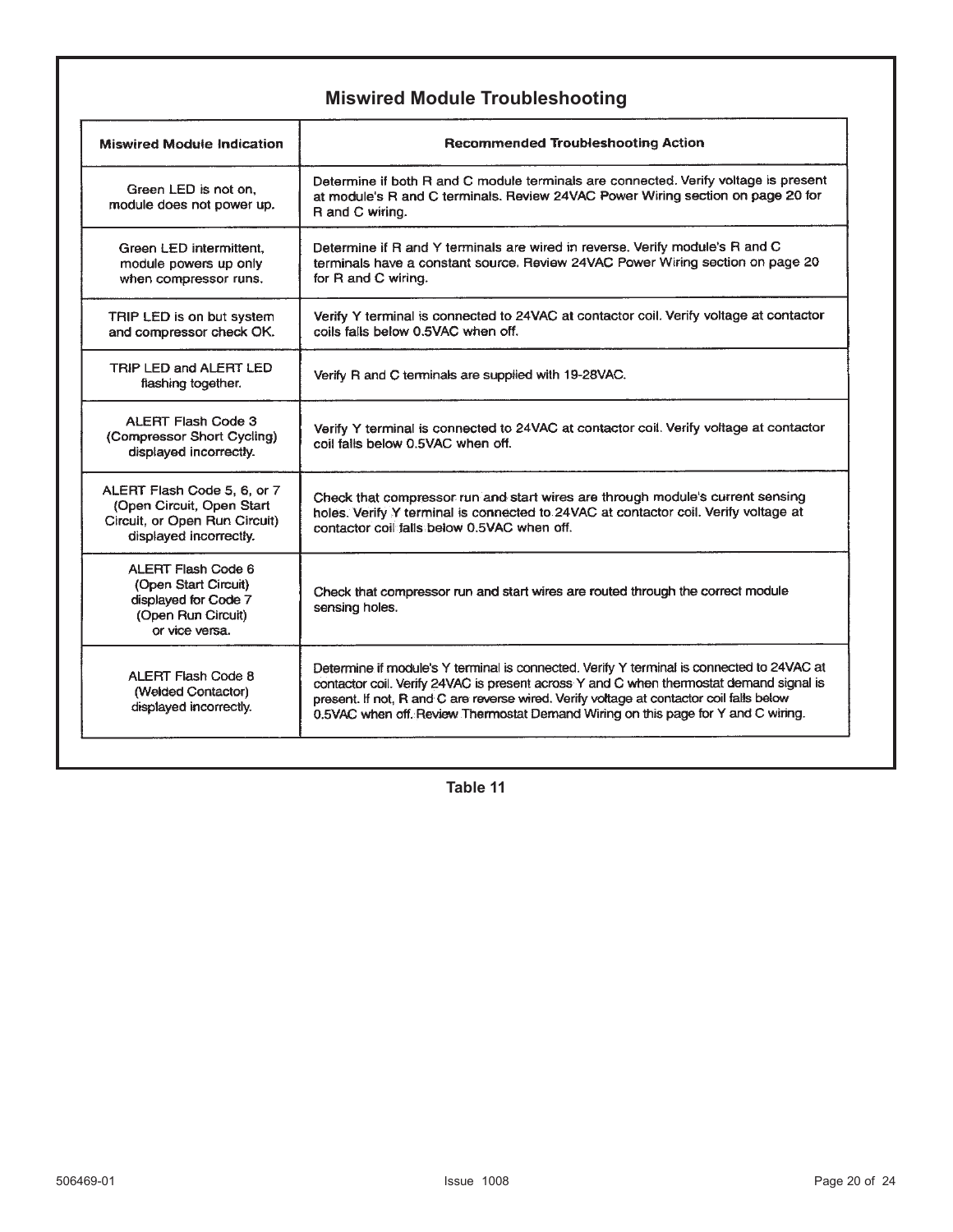## Miswired Module Troubleshooting

| Miswired Module Indication | Recommended Troubleshooting Action |
|---|---|
| Green LED is not on, module does not power up. | Determine if both R and C module terminals are connected. Verify voltage is present at module's R and C terminals. Review 24VAC Power Wiring section on page 20 for R and C wiring. |
| Green LED intermittent, module powers up only when compressor runs. | Determine if R and Y terminals are wired in reverse. Verify module's R and C terminals have a constant source. Review 24VAC Power Wiring section on page 20 for R and C wiring. |
| TRIP LED is on but system and compressor check OK. | Verify Y terminal is connected to 24VAC at contactor coil. Verify voltage at contactor coils falls below 0.5VAC when off. |
| TRIP LED and ALERT LED flashing together. | Verify R and C terminals are supplied with 19-28VAC. |
| ALERT Flash Code 3 (Compressor Short Cycling) displayed incorrectly. | Verify Y terminal is connected to 24VAC at contactor coil. Verify voltage at contactor coil falls below 0.5VAC when off. |
| ALERT Flash Code 5, 6, or 7 (Open Circuit, Open Start Circuit, or Open Run Circuit) displayed incorrectly. | Check that compressor run and start wires are through module's current sensing holes. Verify Y terminal is connected to 24VAC at contactor coil. Verify voltage at contactor coil falls below 0.5VAC when off. |
| ALERT Flash Code 6 (Open Start Circuit) displayed for Code 7 (Open Run Circuit) or vice versa. | Check that compressor run and start wires are routed through the correct module sensing holes. |
| ALERT Flash Code 8 (Welded Contactor) displayed incorrectly. | Determine if module's Y terminal is connected. Verify Y terminal is connected to 24VAC at contactor coil. Verify 24VAC is present across Y and C when thermostat demand signal is present. If not, R and C are reverse wired. Verify voltage at contactor coil falls below 0.5VAC when off. Review Thermostat Demand Wiring on this page for Y and C wiring. |

Table 11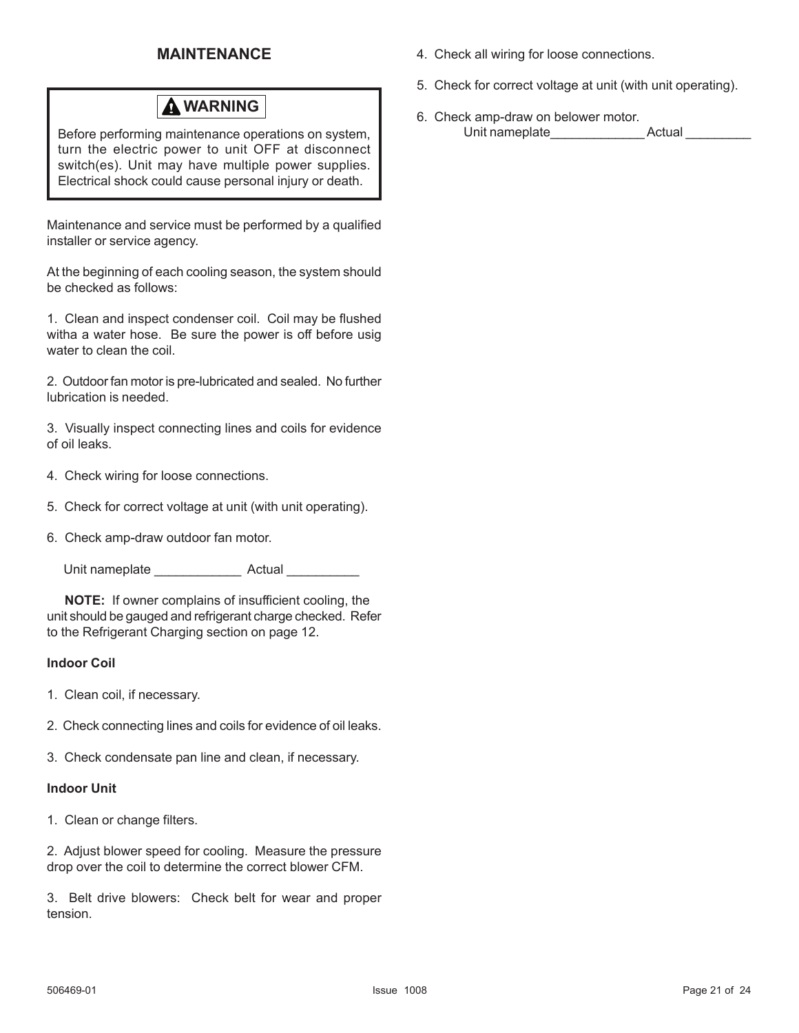## MAINTENANCE

> **⚠ WARNING**
>
> Before performing maintenance operations on system, turn the electric power to unit OFF at disconnect switch(es). Unit may have multiple power supplies. Electrical shock could cause personal injury or death.

Maintenance and service must be performed by a qualified installer or service agency.

At the beginning of each cooling season, the system should be checked as follows:

1. Clean and inspect condenser coil. Coil may be flushed witha a water hose. Be sure the power is off before usig water to clean the coil.

2. Outdoor fan motor is pre-lubricated and sealed. No further lubrication is needed.

3. Visually inspect connecting lines and coils for evidence of oil leaks.

4. Check wiring for loose connections.

5. Check for correct voltage at unit (with unit operating).

6. Check amp-draw outdoor fan motor.

   Unit nameplate ____________ Actual __________

**NOTE:** If owner complains of insufficient cooling, the unit should be gauged and refrigerant charge checked. Refer to the Refrigerant Charging section on page 12.

**Indoor Coil**

1. Clean coil, if necessary.

2. Check connecting lines and coils for evidence of oil leaks.

3. Check condensate pan line and clean, if necessary.

**Indoor Unit**

1. Clean or change filters.

2. Adjust blower speed for cooling. Measure the pressure drop over the coil to determine the correct blower CFM.

3. Belt drive blowers: Check belt for wear and proper tension.

4. Check all wiring for loose connections.

5. Check for correct voltage at unit (with unit operating).

6. Check amp-draw on belower motor.

   Unit nameplate_____________ Actual _________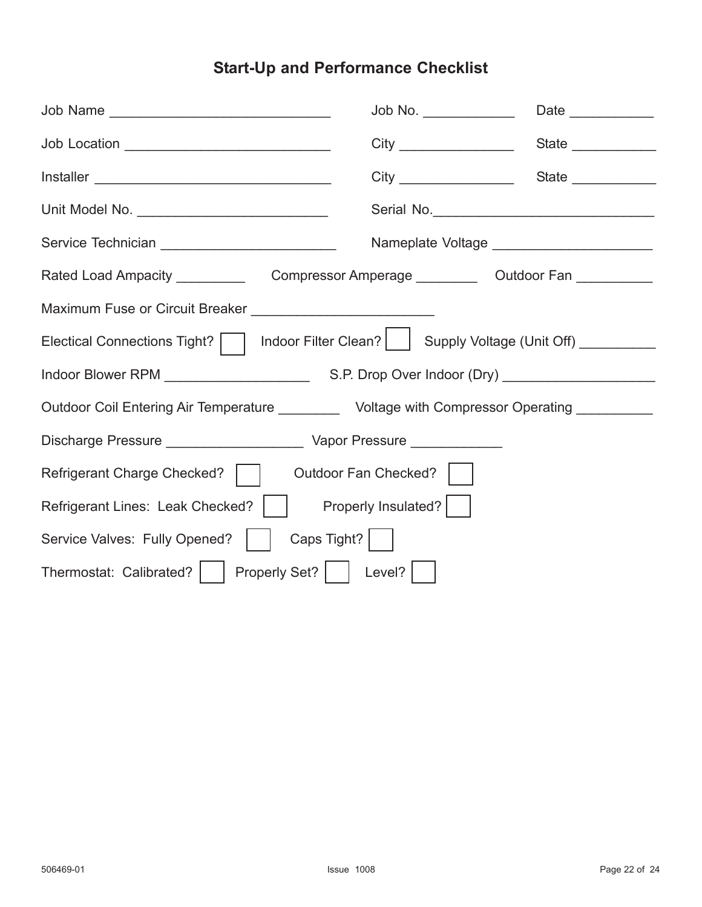# Start-Up and Performance Checklist

Job Name ____________________________ Job No. ____________ Date ___________

Job Location __________________________ City _______________ State ___________

Installer _______________________________ City _______________ State ___________

Unit Model No. _________________________ Serial No.____________________________

Service Technician ______________________ Nameplate Voltage _____________________

Rated Load Ampacity _________ Compressor Amperage ________ Outdoor Fan __________

Maximum Fuse or Circuit Breaker _______________________

Electical Connections Tight? ☐ Indoor Filter Clean? ☐ Supply Voltage (Unit Off) __________

Indoor Blower RPM ___________________ S.P. Drop Over Indoor (Dry) ___________________

Outdoor Coil Entering Air Temperature ________ Voltage with Compressor Operating __________

Discharge Pressure __________________ Vapor Pressure ____________

Refrigerant Charge Checked? ☐ Outdoor Fan Checked? ☐

Refrigerant Lines: Leak Checked? ☐ Properly Insulated? ☐

Service Valves: Fully Opened? ☐ Caps Tight? ☐

Thermostat: Calibrated? ☐ Properly Set? ☐ Level? ☐

506469-01 Issue 1008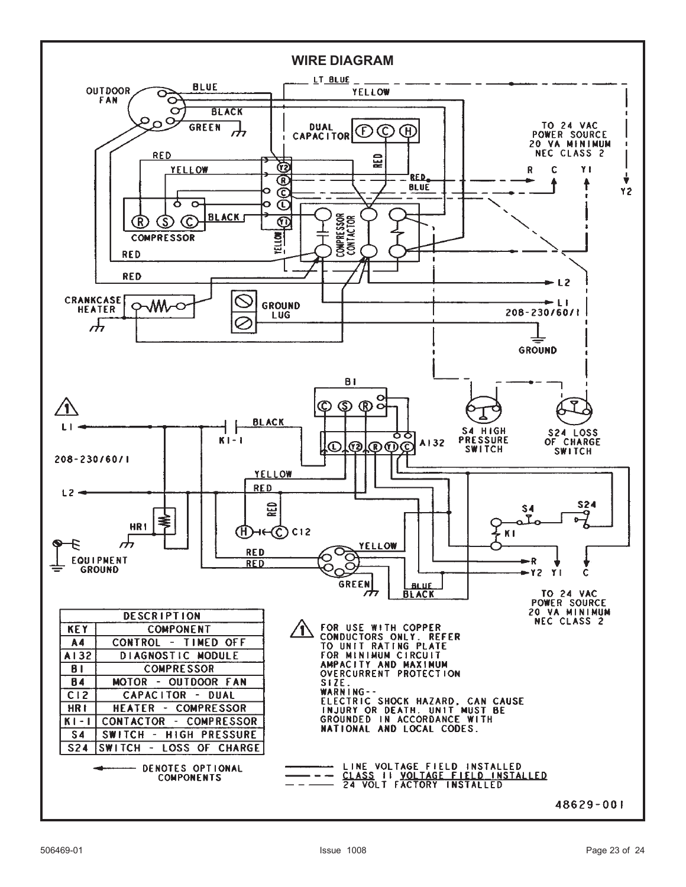# WIRE DIAGRAM

| DESCRIPTION | |
|---|---|
| KEY | COMPONENT |
| A4 | CONTROL - TIMED OFF |
| A132 | DIAGNOSTIC MODULE |
| B1 | COMPRESSOR |
| B4 | MOTOR - OUTDOOR FAN |
| C12 | CAPACITOR - DUAL |
| HR1 | HEATER - COMPRESSOR |
| K1-1 | CONTACTOR - COMPRESSOR |
| S4 | SWITCH - HIGH PRESSURE |
| S24 | SWITCH - LOSS OF CHARGE |

◄—— DENOTES OPTIONAL COMPONENTS

⚠1 FOR USE WITH COPPER CONDUCTORS ONLY. REFER TO UNIT RATING PLATE FOR MINIMUM CIRCUIT AMPACITY AND MAXIMUM OVERCURRENT PROTECTION SIZE.

WARNING-- ELECTRIC SHOCK HAZARD, CAN CAUSE INJURY OR DEATH. UNIT MUST BE GROUNDED IN ACCORDANCE WITH NATIONAL AND LOCAL CODES.

- LINE VOLTAGE FIELD INSTALLED
- CLASS II VOLTAGE FIELD INSTALLED
- 24 VOLT FACTORY INSTALLED

48629-001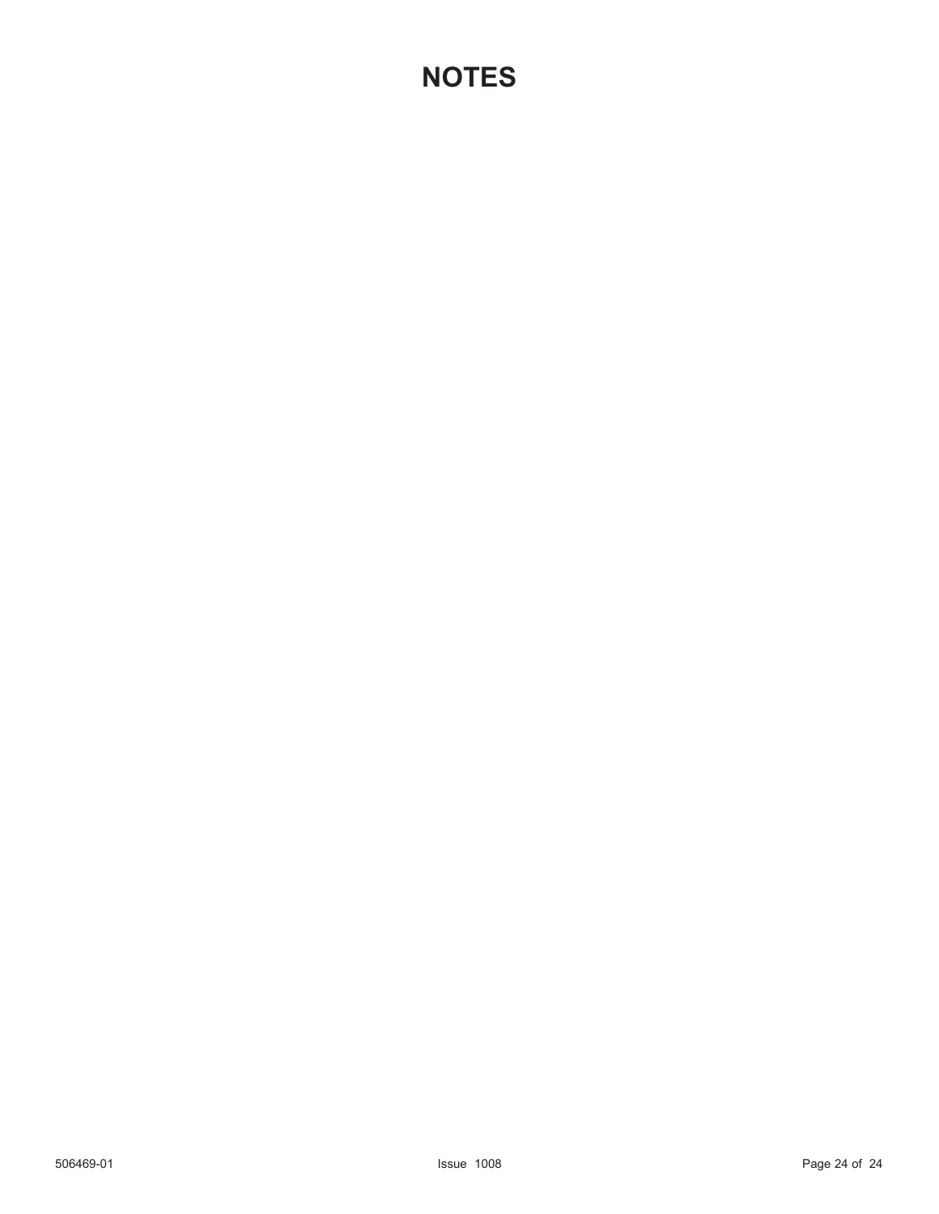# NOTES